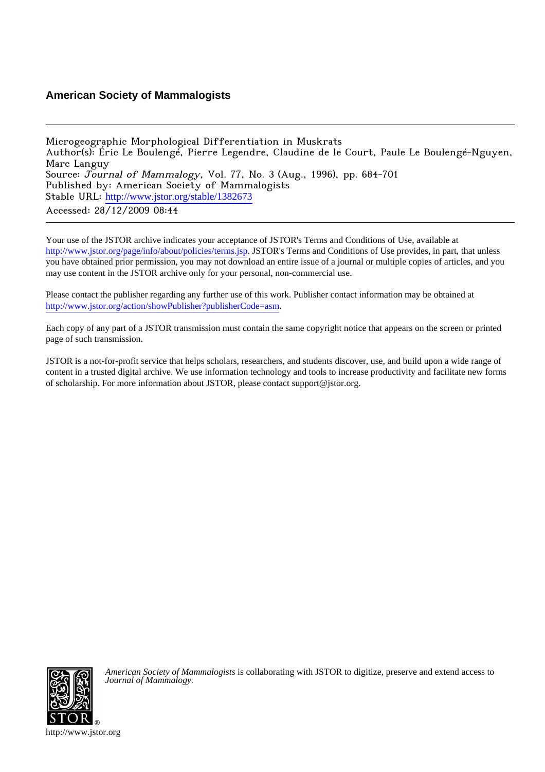## American Society of Mammalogists

---

Microgeographic Morphological Differentiation in Muskrats
Author(s): Éric Le Boulengé, Pierre Legendre, Claudine de le Court, Paule Le Boulengé-Nguyen, Marc Languy
Source: *Journal of Mammalogy*, Vol. 77, No. 3 (Aug., 1996), pp. 684-701
Published by: American Society of Mammalogists
Stable URL: http://www.jstor.org/stable/1382673
Accessed: 28/12/2009 08:44

---

Your use of the JSTOR archive indicates your acceptance of JSTOR's Terms and Conditions of Use, available at http://www.jstor.org/page/info/about/policies/terms.jsp. JSTOR's Terms and Conditions of Use provides, in part, that unless you have obtained prior permission, you may not download an entire issue of a journal or multiple copies of articles, and you may use content in the JSTOR archive only for your personal, non-commercial use.

Please contact the publisher regarding any further use of this work. Publisher contact information may be obtained at http://www.jstor.org/action/showPublisher?publisherCode=asm.

Each copy of any part of a JSTOR transmission must contain the same copyright notice that appears on the screen or printed page of such transmission.

JSTOR is a not-for-profit service that helps scholars, researchers, and students discover, use, and build upon a wide range of content in a trusted digital archive. We use information technology and tools to increase productivity and facilitate new forms of scholarship. For more information about JSTOR, please contact support@jstor.org.

*American Society of Mammalogists* is collaborating with JSTOR to digitize, preserve and extend access to *Journal of Mammalogy*.

http://www.jstor.org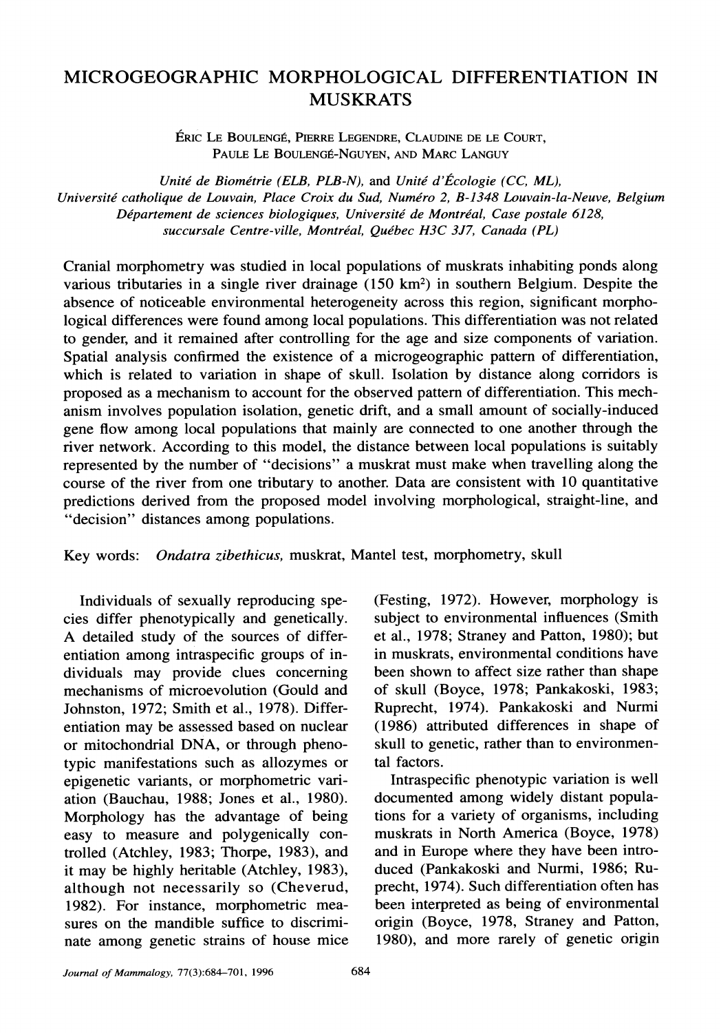# MICROGEOGRAPHIC MORPHOLOGICAL DIFFERENTIATION IN MUSKRATS

ÉRIC LE BOULENGÉ, PIERRE LEGENDRE, CLAUDINE DE LE COURT, PAULE LE BOULENGÉ-NGUYEN, AND MARC LANGUY

*Unité de Biométrie (ELB, PLB-N), and Unité d'Écologie (CC, ML), Université catholique de Louvain, Place Croix du Sud, Numéro 2, B-1348 Louvain-la-Neuve, Belgium*
*Département de sciences biologiques, Université de Montréal, Case postale 6128, succursale Centre-ville, Montréal, Québec H3C 3J7, Canada (PL)*

Cranial morphometry was studied in local populations of muskrats inhabiting ponds along various tributaries in a single river drainage (150 km²) in southern Belgium. Despite the absence of noticeable environmental heterogeneity across this region, significant morphological differences were found among local populations. This differentiation was not related to gender, and it remained after controlling for the age and size components of variation. Spatial analysis confirmed the existence of a microgeographic pattern of differentiation, which is related to variation in shape of skull. Isolation by distance along corridors is proposed as a mechanism to account for the observed pattern of differentiation. This mechanism involves population isolation, genetic drift, and a small amount of socially-induced gene flow among local populations that mainly are connected to one another through the river network. According to this model, the distance between local populations is suitably represented by the number of "decisions" a muskrat must make when travelling along the course of the river from one tributary to another. Data are consistent with 10 quantitative predictions derived from the proposed model involving morphological, straight-line, and "decision" distances among populations.

Key words: *Ondatra zibethicus*, muskrat, Mantel test, morphometry, skull

Individuals of sexually reproducing species differ phenotypically and genetically. A detailed study of the sources of differentiation among intraspecific groups of individuals may provide clues concerning mechanisms of microevolution (Gould and Johnston, 1972; Smith et al., 1978). Differentiation may be assessed based on nuclear or mitochondrial DNA, or through phenotypic manifestations such as allozymes or epigenetic variants, or morphometric variation (Bauchau, 1988; Jones et al., 1980). Morphology has the advantage of being easy to measure and polygenically controlled (Atchley, 1983; Thorpe, 1983), and it may be highly heritable (Atchley, 1983), although not necessarily so (Cheverud, 1982). For instance, morphometric measures on the mandible suffice to discriminate among genetic strains of house mice (Festing, 1972). However, morphology is subject to environmental influences (Smith et al., 1978; Straney and Patton, 1980); but in muskrats, environmental conditions have been shown to affect size rather than shape of skull (Boyce, 1978; Pankakoski, 1983; Ruprecht, 1974). Pankakoski and Nurmi (1986) attributed differences in shape of skull to genetic, rather than to environmental factors.

Intraspecific phenotypic variation is well documented among widely distant populations for a variety of organisms, including muskrats in North America (Boyce, 1978) and in Europe where they have been introduced (Pankakoski and Nurmi, 1986; Ruprecht, 1974). Such differentiation often has been interpreted as being of environmental origin (Boyce, 1978, Straney and Patton, 1980), and more rarely of genetic origin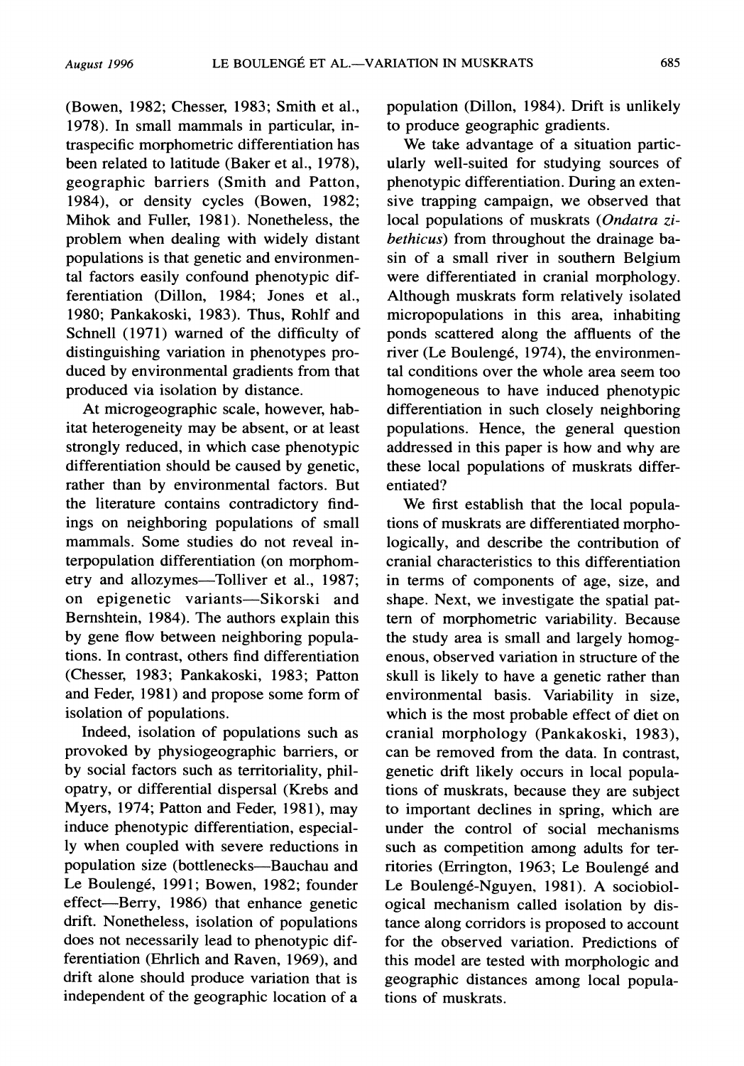(Bowen, 1982; Chesser, 1983; Smith et al., 1978). In small mammals in particular, intraspecific morphometric differentiation has been related to latitude (Baker et al., 1978), geographic barriers (Smith and Patton, 1984), or density cycles (Bowen, 1982; Mihok and Fuller, 1981). Nonetheless, the problem when dealing with widely distant populations is that genetic and environmental factors easily confound phenotypic differentiation (Dillon, 1984; Jones et al., 1980; Pankakoski, 1983). Thus, Rohlf and Schnell (1971) warned of the difficulty of distinguishing variation in phenotypes produced by environmental gradients from that produced via isolation by distance.

At microgeographic scale, however, habitat heterogeneity may be absent, or at least strongly reduced, in which case phenotypic differentiation should be caused by genetic, rather than by environmental factors. But the literature contains contradictory findings on neighboring populations of small mammals. Some studies do not reveal interpopulation differentiation (on morphometry and allozymes—Tolliver et al., 1987; on epigenetic variants—Sikorski and Bernshtein, 1984). The authors explain this by gene flow between neighboring populations. In contrast, others find differentiation (Chesser, 1983; Pankakoski, 1983; Patton and Feder, 1981) and propose some form of isolation of populations.

Indeed, isolation of populations such as provoked by physiogeographic barriers, or by social factors such as territoriality, philopatry, or differential dispersal (Krebs and Myers, 1974; Patton and Feder, 1981), may induce phenotypic differentiation, especially when coupled with severe reductions in population size (bottlenecks—Bauchau and Le Boulengé, 1991; Bowen, 1982; founder effect—Berry, 1986) that enhance genetic drift. Nonetheless, isolation of populations does not necessarily lead to phenotypic differentiation (Ehrlich and Raven, 1969), and drift alone should produce variation that is independent of the geographic location of a population (Dillon, 1984). Drift is unlikely to produce geographic gradients.

We take advantage of a situation particularly well-suited for studying sources of phenotypic differentiation. During an extensive trapping campaign, we observed that local populations of muskrats (*Ondatra zibethicus*) from throughout the drainage basin of a small river in southern Belgium were differentiated in cranial morphology. Although muskrats form relatively isolated micropopulations in this area, inhabiting ponds scattered along the affluents of the river (Le Boulengé, 1974), the environmental conditions over the whole area seem too homogeneous to have induced phenotypic differentiation in such closely neighboring populations. Hence, the general question addressed in this paper is how and why are these local populations of muskrats differentiated?

We first establish that the local populations of muskrats are differentiated morphologically, and describe the contribution of cranial characteristics to this differentiation in terms of components of age, size, and shape. Next, we investigate the spatial pattern of morphometric variability. Because the study area is small and largely homogenous, observed variation in structure of the skull is likely to have a genetic rather than environmental basis. Variability in size, which is the most probable effect of diet on cranial morphology (Pankakoski, 1983), can be removed from the data. In contrast, genetic drift likely occurs in local populations of muskrats, because they are subject to important declines in spring, which are under the control of social mechanisms such as competition among adults for territories (Errington, 1963; Le Boulengé and Le Boulengé-Nguyen, 1981). A sociobiological mechanism called isolation by distance along corridors is proposed to account for the observed variation. Predictions of this model are tested with morphologic and geographic distances among local populations of muskrats.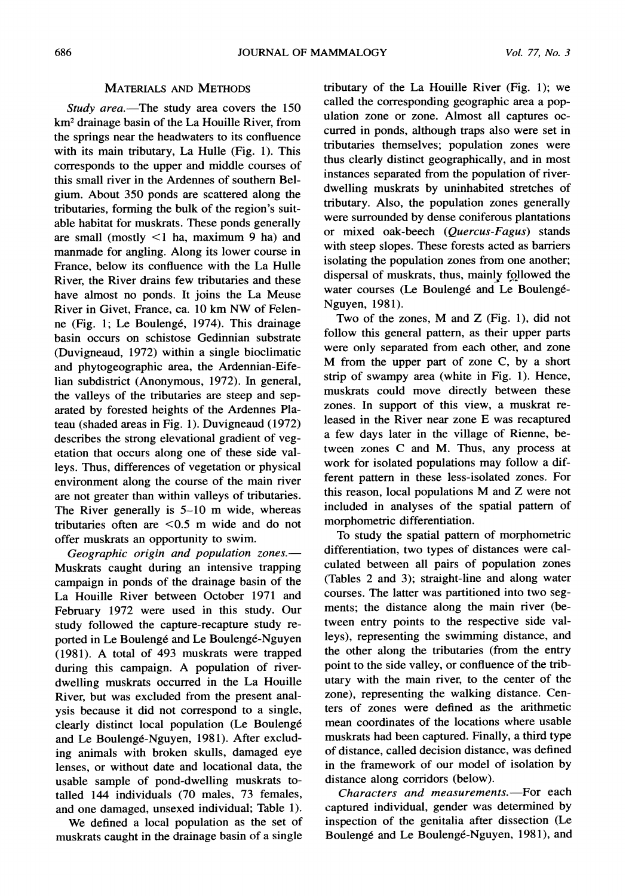## Materials and Methods

*Study area.*—The study area covers the 150 km$^2$ drainage basin of the La Houille River, from the springs near the headwaters to its confluence with its main tributary, La Hulle (Fig. 1). This corresponds to the upper and middle courses of this small river in the Ardennes of southern Belgium. About 350 ponds are scattered along the tributaries, forming the bulk of the region's suitable habitat for muskrats. These ponds generally are small (mostly <1 ha, maximum 9 ha) and manmade for angling. Along its lower course in France, below its confluence with the La Hulle River, the River drains few tributaries and these have almost no ponds. It joins the La Meuse River in Givet, France, ca. 10 km NW of Felenne (Fig. 1; Le Boulengé, 1974). This drainage basin occurs on schistose Gedinnian substrate (Duvigneaud, 1972) within a single bioclimatic and phytogeographic area, the Ardennian-Eifelian subdistrict (Anonymous, 1972). In general, the valleys of the tributaries are steep and separated by forested heights of the Ardennes Plateau (shaded areas in Fig. 1). Duvigneaud (1972) describes the strong elevational gradient of vegetation that occurs along one of these side valleys. Thus, differences of vegetation or physical environment along the course of the main river are not greater than within valleys of tributaries. The River generally is 5–10 m wide, whereas tributaries often are <0.5 m wide and do not offer muskrats an opportunity to swim.

*Geographic origin and population zones.*—Muskrats caught during an intensive trapping campaign in ponds of the drainage basin of the La Houille River between October 1971 and February 1972 were used in this study. Our study followed the capture-recapture study reported in Le Boulengé and Le Boulengé-Nguyen (1981). A total of 493 muskrats were trapped during this campaign. A population of river-dwelling muskrats occurred in the La Houille River, but was excluded from the present analysis because it did not correspond to a single, clearly distinct local population (Le Boulengé and Le Boulengé-Nguyen, 1981). After excluding animals with broken skulls, damaged eye lenses, or without date and locational data, the usable sample of pond-dwelling muskrats totalled 144 individuals (70 males, 73 females, and one damaged, unsexed individual; Table 1).

We defined a local population as the set of muskrats caught in the drainage basin of a single tributary of the La Houille River (Fig. 1); we called the corresponding geographic area a population zone or zone. Almost all captures occurred in ponds, although traps also were set in tributaries themselves; population zones were thus clearly distinct geographically, and in most instances separated from the population of river-dwelling muskrats by uninhabited stretches of tributary. Also, the population zones generally were surrounded by dense coniferous plantations or mixed oak-beech (*Quercus-Fagus*) stands with steep slopes. These forests acted as barriers isolating the population zones from one another; dispersal of muskrats, thus, mainly followed the water courses (Le Boulengé and Le Boulengé-Nguyen, 1981).

Two of the zones, M and Z (Fig. 1), did not follow this general pattern, as their upper parts were only separated from each other, and zone M from the upper part of zone C, by a short strip of swampy area (white in Fig. 1). Hence, muskrats could move directly between these zones. In support of this view, a muskrat released in the River near zone E was recaptured a few days later in the village of Rienne, between zones C and M. Thus, any process at work for isolated populations may follow a different pattern in these less-isolated zones. For this reason, local populations M and Z were not included in analyses of the spatial pattern of morphometric differentiation.

To study the spatial pattern of morphometric differentiation, two types of distances were calculated between all pairs of population zones (Tables 2 and 3); straight-line and along water courses. The latter was partitioned into two segments; the distance along the main river (between entry points to the respective side valleys), representing the swimming distance, and the other along the tributaries (from the entry point to the side valley, or confluence of the tributary with the main river, to the center of the zone), representing the walking distance. Centers of zones were defined as the arithmetic mean coordinates of the locations where usable muskrats had been captured. Finally, a third type of distance, called decision distance, was defined in the framework of our model of isolation by distance along corridors (below).

*Characters and measurements.*—For each captured individual, gender was determined by inspection of the genitalia after dissection (Le Boulengé and Le Boulengé-Nguyen, 1981), and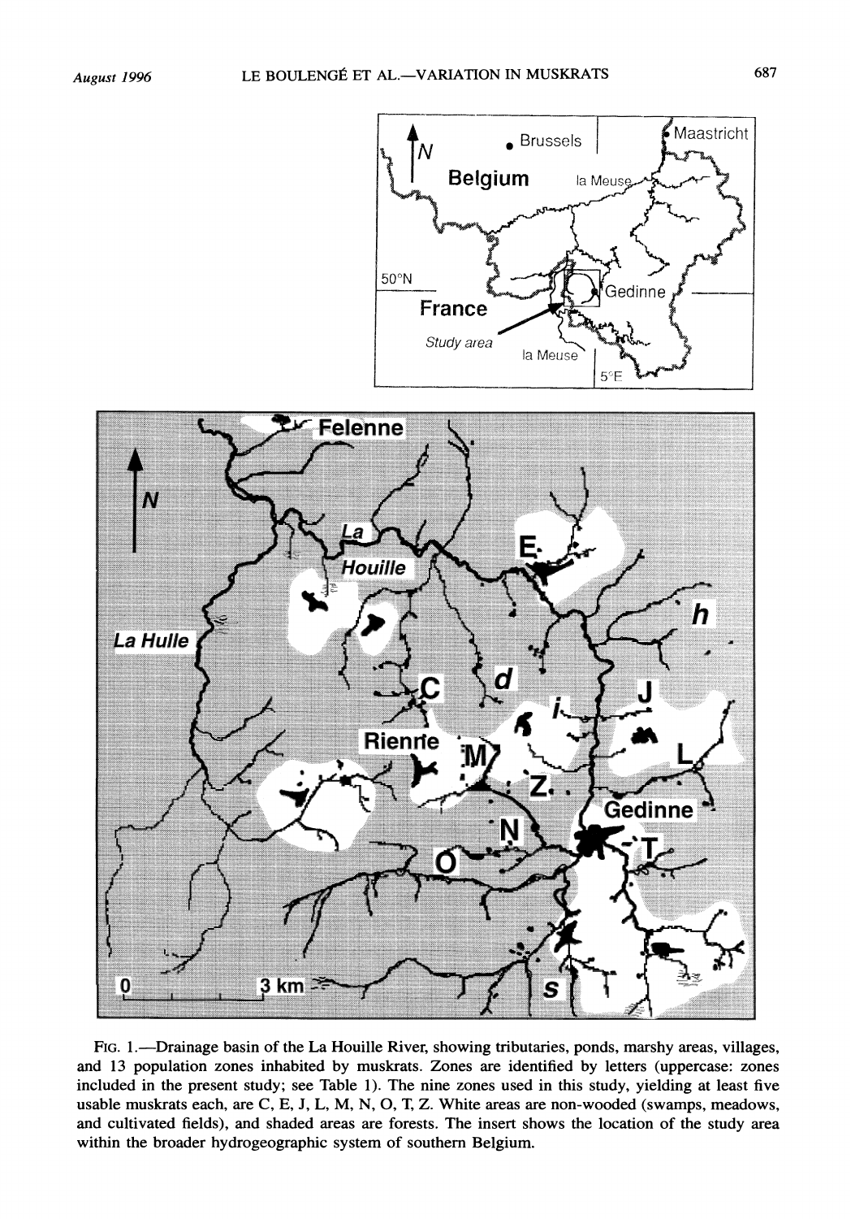FIG. 1.—Drainage basin of the La Houille River, showing tributaries, ponds, marshy areas, villages, and 13 population zones inhabited by muskrats. Zones are identified by letters (uppercase: zones included in the present study; see Table 1). The nine zones used in this study, yielding at least five usable muskrats each, are C, E, J, L, M, N, O, T, Z. White areas are non-wooded (swamps, meadows, and cultivated fields), and shaded areas are forests. The insert shows the location of the study area within the broader hydrogeographic system of southern Belgium.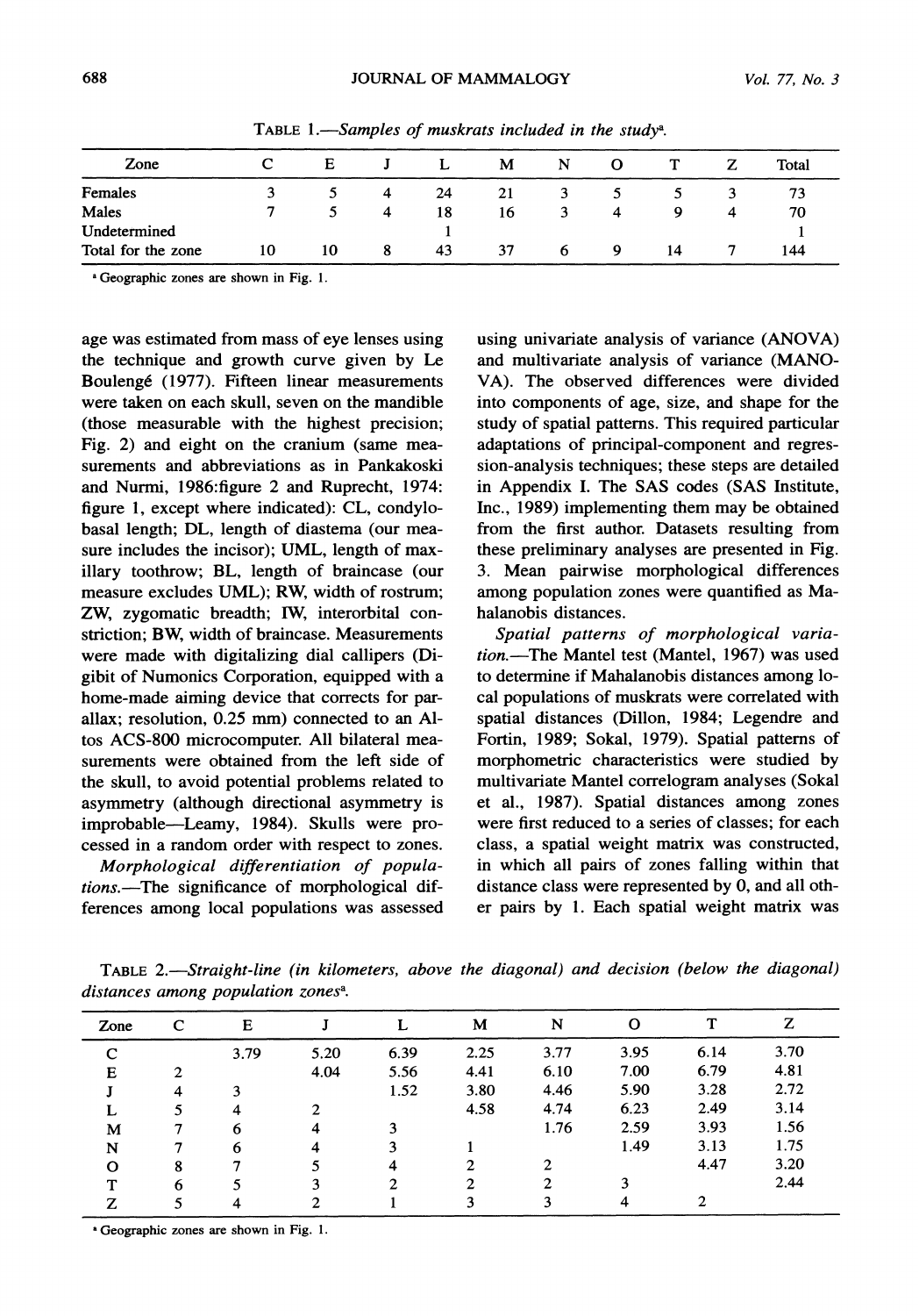TABLE 1.—*Samples of muskrats included in the study*[a].

| Zone | C | E | J | L | M | N | O | T | Z | Total |
|---|---|---|---|---|---|---|---|---|---|---|
| Females | 3 | 5 | 4 | 24 | 21 | 3 | 5 | 5 | 3 | 73 |
| Males | 7 | 5 | 4 | 18 | 16 | 3 | 4 | 9 | 4 | 70 |
| Undetermined | | | | 1 | | | | | | 1 |
| Total for the zone | 10 | 10 | 8 | 43 | 37 | 6 | 9 | 14 | 7 | 144 |

[a] Geographic zones are shown in Fig. 1.

age was estimated from mass of eye lenses using the technique and growth curve given by Le Boulengé (1977). Fifteen linear measurements were taken on each skull, seven on the mandible (those measurable with the highest precision; Fig. 2) and eight on the cranium (same measurements and abbreviations as in Pankakoski and Nurmi, 1986:figure 2 and Ruprecht, 1974: figure 1, except where indicated): CL, condylobasal length; DL, length of diastema (our measure includes the incisor); UML, length of maxillary toothrow; BL, length of braincase (our measure excludes UML); RW, width of rostrum; ZW, zygomatic breadth; IW, interorbital constriction; BW, width of braincase. Measurements were made with digitalizing dial callipers (Digibit of Numonics Corporation, equipped with a home-made aiming device that corrects for parallax; resolution, 0.25 mm) connected to an Altos ACS-800 microcomputer. All bilateral measurements were obtained from the left side of the skull, to avoid potential problems related to asymmetry (although directional asymmetry is improbable—Leamy, 1984). Skulls were processed in a random order with respect to zones.

*Morphological differentiation of populations.*—The significance of morphological differences among local populations was assessed using univariate analysis of variance (ANOVA) and multivariate analysis of variance (MANOVA). The observed differences were divided into components of age, size, and shape for the study of spatial patterns. This required particular adaptations of principal-component and regression-analysis techniques; these steps are detailed in Appendix I. The SAS codes (SAS Institute, Inc., 1989) implementing them may be obtained from the first author. Datasets resulting from these preliminary analyses are presented in Fig. 3. Mean pairwise morphological differences among population zones were quantified as Mahalanobis distances.

*Spatial patterns of morphological variation.*—The Mantel test (Mantel, 1967) was used to determine if Mahalanobis distances among local populations of muskrats were correlated with spatial distances (Dillon, 1984; Legendre and Fortin, 1989; Sokal, 1979). Spatial patterns of morphometric characteristics were studied by multivariate Mantel correlogram analyses (Sokal et al., 1987). Spatial distances among zones were first reduced to a series of classes; for each class, a spatial weight matrix was constructed, in which all pairs of zones falling within that distance class were represented by 0, and all other pairs by 1. Each spatial weight matrix was

TABLE 2.—*Straight-line (in kilometers, above the diagonal) and decision (below the diagonal) distances among population zones*[a].

| Zone | C | E | J | L | M | N | O | T | Z |
|---|---|---|---|---|---|---|---|---|---|
| C | | 3.79 | 5.20 | 6.39 | 2.25 | 3.77 | 3.95 | 6.14 | 3.70 |
| E | 2 | | 4.04 | 5.56 | 4.41 | 6.10 | 7.00 | 6.79 | 4.81 |
| J | 4 | 3 | | 1.52 | 3.80 | 4.46 | 5.90 | 3.28 | 2.72 |
| L | 5 | 4 | 2 | | 4.58 | 4.74 | 6.23 | 2.49 | 3.14 |
| M | 7 | 6 | 4 | 3 | | 1.76 | 2.59 | 3.93 | 1.56 |
| N | 7 | 6 | 4 | 3 | 1 | | 1.49 | 3.13 | 1.75 |
| O | 8 | 7 | 5 | 4 | 2 | 2 | | 4.47 | 3.20 |
| T | 6 | 5 | 3 | 2 | 2 | 2 | 3 | | 2.44 |
| Z | 5 | 4 | 2 | 1 | 3 | 3 | 4 | 2 | |

[a] Geographic zones are shown in Fig. 1.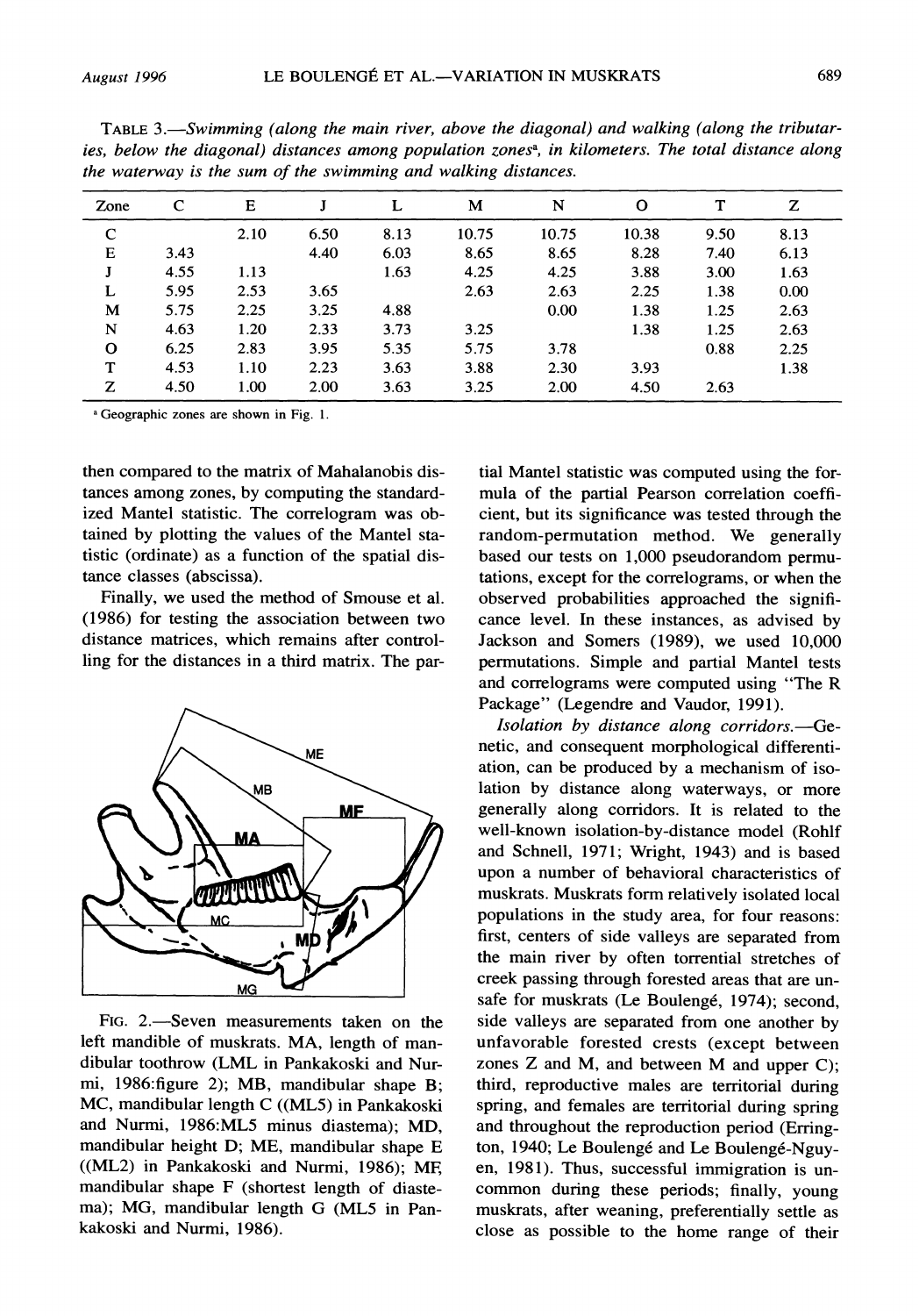TABLE 3.—*Swimming (along the main river, above the diagonal) and walking (along the tributaries, below the diagonal) distances among population zones*[a], *in kilometers. The total distance along the waterway is the sum of the swimming and walking distances.*

| Zone | C | E | J | L | M | N | O | T | Z |
|---|---|---|---|---|---|---|---|---|---|
| C | | 2.10 | 6.50 | 8.13 | 10.75 | 10.75 | 10.38 | 9.50 | 8.13 |
| E | 3.43 | | 4.40 | 6.03 | 8.65 | 8.65 | 8.28 | 7.40 | 6.13 |
| J | 4.55 | 1.13 | | 1.63 | 4.25 | 4.25 | 3.88 | 3.00 | 1.63 |
| L | 5.95 | 2.53 | 3.65 | | 2.63 | 2.63 | 2.25 | 1.38 | 0.00 |
| M | 5.75 | 2.25 | 3.25 | 4.88 | | 0.00 | 1.38 | 1.25 | 2.63 |
| N | 4.63 | 1.20 | 2.33 | 3.73 | 3.25 | | 1.38 | 1.25 | 2.63 |
| O | 6.25 | 2.83 | 3.95 | 5.35 | 5.75 | 3.78 | | 0.88 | 2.25 |
| T | 4.53 | 1.10 | 2.23 | 3.63 | 3.88 | 2.30 | 3.93 | | 1.38 |
| Z | 4.50 | 1.00 | 2.00 | 3.63 | 3.25 | 2.00 | 4.50 | 2.63 | |

[a] Geographic zones are shown in Fig. 1.

then compared to the matrix of Mahalanobis distances among zones, by computing the standardized Mantel statistic. The correlogram was obtained by plotting the values of the Mantel statistic (ordinate) as a function of the spatial distance classes (abscissa).

Finally, we used the method of Smouse et al. (1986) for testing the association between two distance matrices, which remains after controlling for the distances in a third matrix. The partial Mantel statistic was computed using the formula of the partial Pearson correlation coefficient, but its significance was tested through the random-permutation method. We generally based our tests on 1,000 pseudorandom permutations, except for the correlograms, or when the observed probabilities approached the significance level. In these instances, as advised by Jackson and Somers (1989), we used 10,000 permutations. Simple and partial Mantel tests and correlograms were computed using "The R Package" (Legendre and Vaudor, 1991).

FIG. 2.—Seven measurements taken on the left mandible of muskrats. MA, length of mandibular toothrow (LML in Pankakoski and Nurmi, 1986:figure 2); MB, mandibular shape B; MC, mandibular length C ((ML5) in Pankakoski and Nurmi, 1986:ML5 minus diastema); MD, mandibular height D; ME, mandibular shape E ((ML2) in Pankakoski and Nurmi, 1986); MF, mandibular shape F (shortest length of diastema); MG, mandibular length G (ML5 in Pankakoski and Nurmi, 1986).

*Isolation by distance along corridors.*—Genetic, and consequent morphological differentiation, can be produced by a mechanism of isolation by distance along waterways, or more generally along corridors. It is related to the well-known isolation-by-distance model (Rohlf and Schnell, 1971; Wright, 1943) and is based upon a number of behavioral characteristics of muskrats. Muskrats form relatively isolated local populations in the study area, for four reasons: first, centers of side valleys are separated from the main river by often torrential stretches of creek passing through forested areas that are unsafe for muskrats (Le Boulengé, 1974); second, side valleys are separated from one another by unfavorable forested crests (except between zones Z and M, and between M and upper C); third, reproductive males are territorial during spring, and females are territorial during spring and throughout the reproduction period (Errington, 1940; Le Boulengé and Le Boulengé-Nguyen, 1981). Thus, successful immigration is uncommon during these periods; finally, young muskrats, after weaning, preferentially settle as close as possible to the home range of their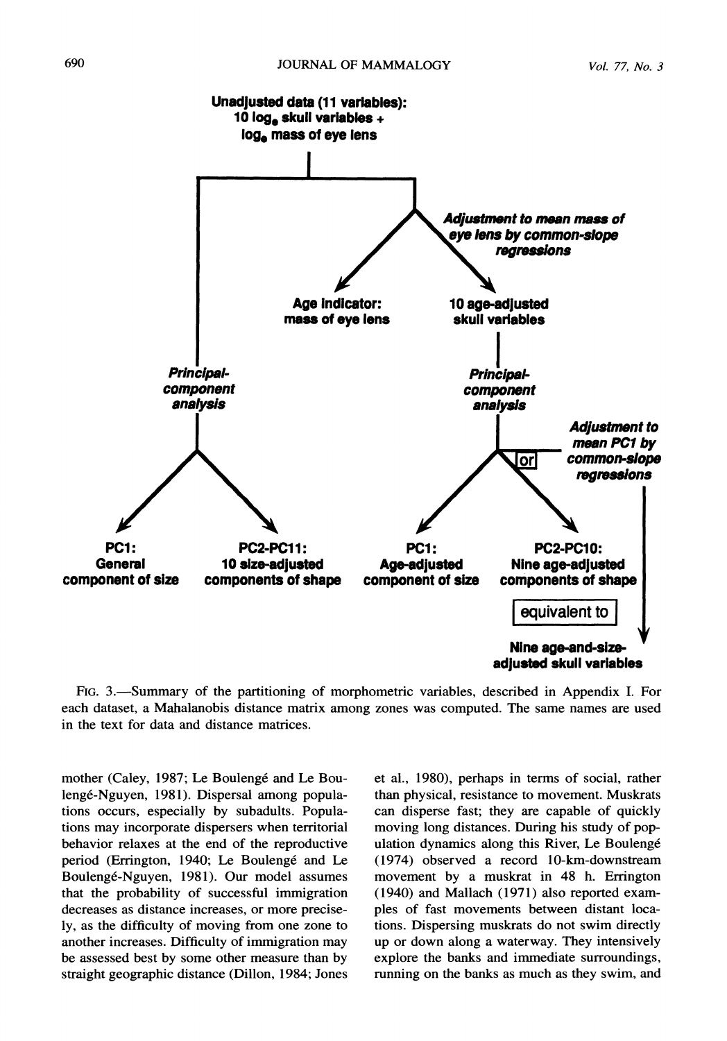**Unadjusted data (11 variables):**
**10 $\log_e$ skull variables +**
**$\log_e$ mass of eye lens**

*Adjustment to mean mass of eye lens by common-slope regressions*

**Age indicator: mass of eye lens**

**10 age-adjusted skull variables**

*Principal-component analysis*

*Principal-component analysis*

*Adjustment to mean PC1 by common-slope regressions*

or

**PC1: General component of size**

**PC2-PC11: 10 size-adjusted components of shape**

**PC1: Age-adjusted component of size**

**PC2-PC10: Nine age-adjusted components of shape**

equivalent to

**Nine age-and-size-adjusted skull variables**

FIG. 3.—Summary of the partitioning of morphometric variables, described in Appendix I. For each dataset, a Mahalanobis distance matrix among zones was computed. The same names are used in the text for data and distance matrices.

mother (Caley, 1987; Le Boulengé and Le Boulengé-Nguyen, 1981). Dispersal among populations occurs, especially by subadults. Populations may incorporate dispersers when territorial behavior relaxes at the end of the reproductive period (Errington, 1940; Le Boulengé and Le Boulengé-Nguyen, 1981). Our model assumes that the probability of successful immigration decreases as distance increases, or more precisely, as the difficulty of moving from one zone to another increases. Difficulty of immigration may be assessed best by some other measure than by straight geographic distance (Dillon, 1984; Jones et al., 1980), perhaps in terms of social, rather than physical, resistance to movement. Muskrats can disperse fast; they are capable of quickly moving long distances. During his study of population dynamics along this River, Le Boulengé (1974) observed a record 10-km-downstream movement by a muskrat in 48 h. Errington (1940) and Mallach (1971) also reported examples of fast movements between distant locations. Dispersing muskrats do not swim directly up or down along a waterway. They intensively explore the banks and immediate surroundings, running on the banks as much as they swim, and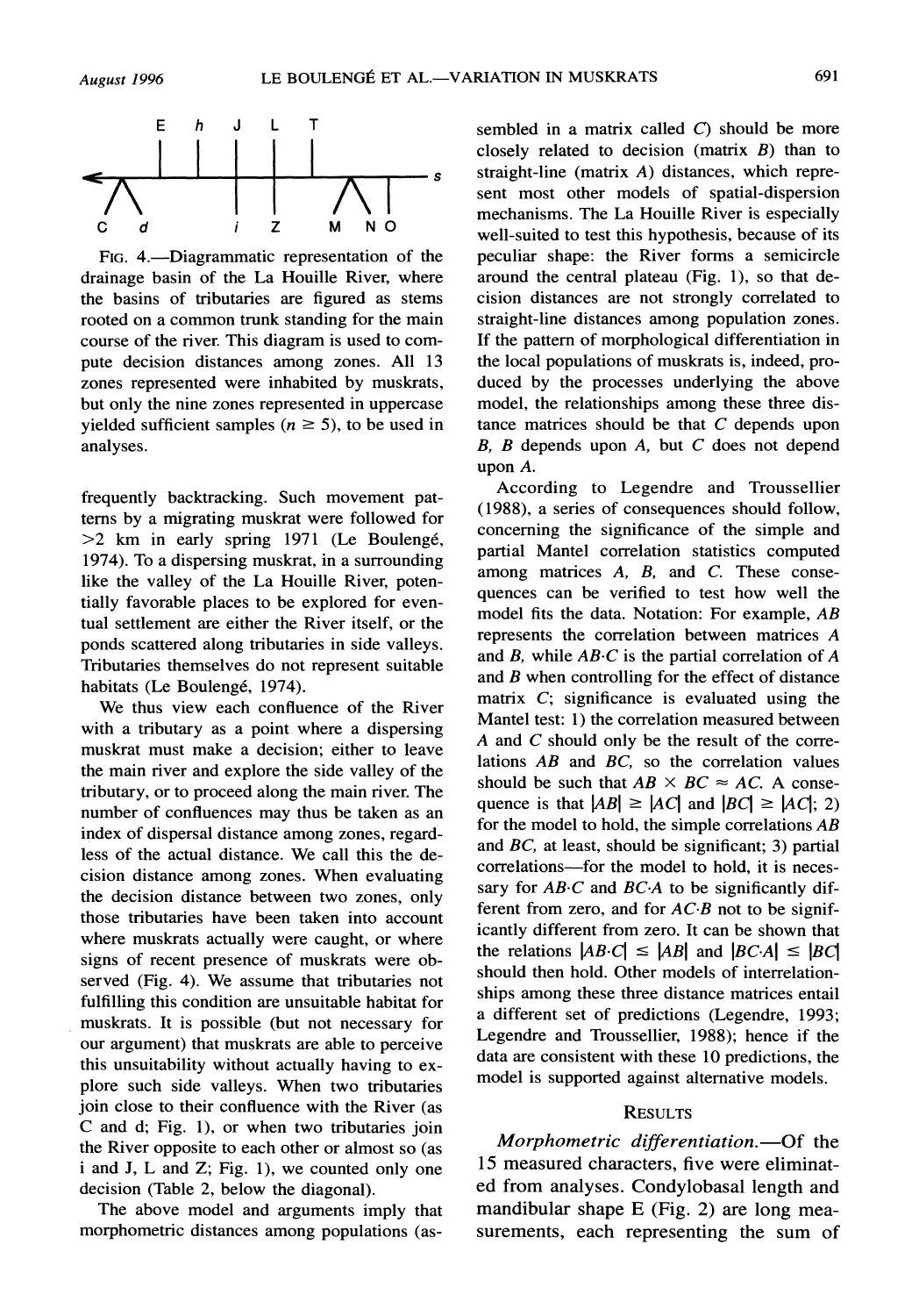FIG. 4.—Diagrammatic representation of the drainage basin of the La Houille River, where the basins of tributaries are figured as stems rooted on a common trunk standing for the main course of the river. This diagram is used to compute decision distances among zones. All 13 zones represented were inhabited by muskrats, but only the nine zones represented in uppercase yielded sufficient samples ($n \geq 5$), to be used in analyses.

frequently backtracking. Such movement patterns by a migrating muskrat were followed for >2 km in early spring 1971 (Le Boulengé, 1974). To a dispersing muskrat, in a surrounding like the valley of the La Houille River, potentially favorable places to be explored for eventual settlement are either the River itself, or the ponds scattered along tributaries in side valleys. Tributaries themselves do not represent suitable habitats (Le Boulengé, 1974).

We thus view each confluence of the River with a tributary as a point where a dispersing muskrat must make a decision; either to leave the main river and explore the side valley of the tributary, or to proceed along the main river. The number of confluences may thus be taken as an index of dispersal distance among zones, regardless of the actual distance. We call this the decision distance among zones. When evaluating the decision distance between two zones, only those tributaries have been taken into account where muskrats actually were caught, or where signs of recent presence of muskrats were observed (Fig. 4). We assume that tributaries not fulfilling this condition are unsuitable habitat for muskrats. It is possible (but not necessary for our argument) that muskrats are able to perceive this unsuitability without actually having to explore such side valleys. When two tributaries join close to their confluence with the River (as C and d; Fig. 1), or when two tributaries join the River opposite to each other or almost so (as i and J, L and Z; Fig. 1), we counted only one decision (Table 2, below the diagonal).

The above model and arguments imply that morphometric distances among populations (assembled in a matrix called *C*) should be more closely related to decision (matrix *B*) than to straight-line (matrix *A*) distances, which represent most other models of spatial-dispersion mechanisms. The La Houille River is especially well-suited to test this hypothesis, because of its peculiar shape: the River forms a semicircle around the central plateau (Fig. 1), so that decision distances are not strongly correlated to straight-line distances among population zones. If the pattern of morphological differentiation in the local populations of muskrats is, indeed, produced by the processes underlying the above model, the relationships among these three distance matrices should be that *C* depends upon *B*, *B* depends upon *A*, but *C* does not depend upon *A*.

According to Legendre and Troussellier (1988), a series of consequences should follow, concerning the significance of the simple and partial Mantel correlation statistics computed among matrices *A*, *B*, and *C*. These consequences can be verified to test how well the model fits the data. Notation: For example, *AB* represents the correlation between matrices *A* and *B*, while $AB{\cdot}C$ is the partial correlation of *A* and *B* when controlling for the effect of distance matrix *C*; significance is evaluated using the Mantel test: 1) the correlation measured between *A* and *C* should only be the result of the correlations *AB* and *BC*, so the correlation values should be such that $AB \times BC \approx AC$. A consequence is that $|AB| \geq |AC|$ and $|BC| \geq |AC|$; 2) for the model to hold, the simple correlations *AB* and *BC*, at least, should be significant; 3) partial correlations—for the model to hold, it is necessary for $AB{\cdot}C$ and $BC{\cdot}A$ to be significantly different from zero, and for $AC{\cdot}B$ not to be significantly different from zero. It can be shown that the relations $|AB{\cdot}C| \leq |AB|$ and $|BC{\cdot}A| \leq |BC|$ should then hold. Other models of interrelationships among these three distance matrices entail a different set of predictions (Legendre, 1993; Legendre and Troussellier, 1988); hence if the data are consistent with these 10 predictions, the model is supported against alternative models.

## RESULTS

*Morphometric differentiation.*—Of the 15 measured characters, five were eliminated from analyses. Condylobasal length and mandibular shape E (Fig. 2) are long measurements, each representing the sum of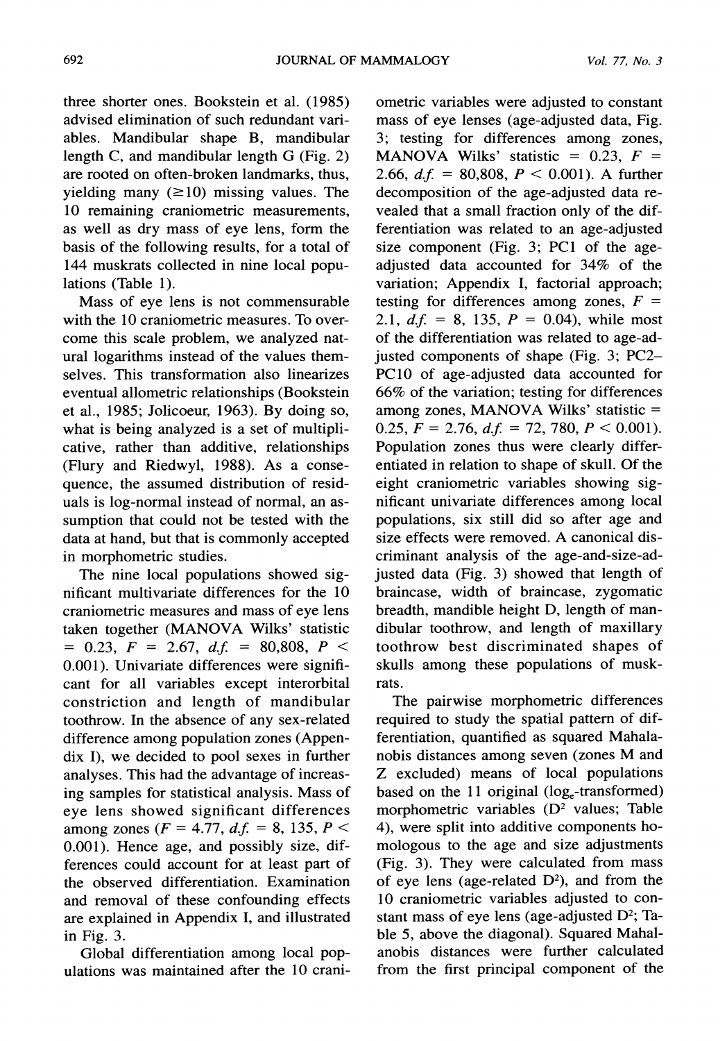three shorter ones. Bookstein et al. (1985) advised elimination of such redundant variables. Mandibular shape B, mandibular length C, and mandibular length G (Fig. 2) are rooted on often-broken landmarks, thus, yielding many (≥10) missing values. The 10 remaining craniometric measurements, as well as dry mass of eye lens, form the basis of the following results, for a total of 144 muskrats collected in nine local populations (Table 1).

Mass of eye lens is not commensurable with the 10 craniometric measures. To overcome this scale problem, we analyzed natural logarithms instead of the values themselves. This transformation also linearizes eventual allometric relationships (Bookstein et al., 1985; Jolicoeur, 1963). By doing so, what is being analyzed is a set of multiplicative, rather than additive, relationships (Flury and Riedwyl, 1988). As a consequence, the assumed distribution of residuals is log-normal instead of normal, an assumption that could not be tested with the data at hand, but that is commonly accepted in morphometric studies.

The nine local populations showed significant multivariate differences for the 10 craniometric measures and mass of eye lens taken together (MANOVA Wilks' statistic $= 0.23$, $F = 2.67$, $d.f. = 80{,}808$, $P < 0.001$). Univariate differences were significant for all variables except interorbital constriction and length of mandibular toothrow. In the absence of any sex-related difference among population zones (Appendix I), we decided to pool sexes in further analyses. This had the advantage of increasing samples for statistical analysis. Mass of eye lens showed significant differences among zones ($F = 4.77$, $d.f. = 8$, $135$, $P < 0.001$). Hence age, and possibly size, differences could account for at least part of the observed differentiation. Examination and removal of these confounding effects are explained in Appendix I, and illustrated in Fig. 3.

Global differentiation among local populations was maintained after the 10 craniometric variables were adjusted to constant mass of eye lenses (age-adjusted data, Fig. 3; testing for differences among zones, MANOVA Wilks' statistic $= 0.23$, $F = 2.66$, $d.f. = 80{,}808$, $P < 0.001$). A further decomposition of the age-adjusted data revealed that a small fraction only of the differentiation was related to an age-adjusted size component (Fig. 3; PC1 of the age-adjusted data accounted for 34% of the variation; Appendix I, factorial approach; testing for differences among zones, $F = 2.1$, $d.f. = 8$, $135$, $P = 0.04$), while most of the differentiation was related to age-adjusted components of shape (Fig. 3; PC2–PC10 of age-adjusted data accounted for 66% of the variation; testing for differences among zones, MANOVA Wilks' statistic $= 0.25$, $F = 2.76$, $d.f. = 72$, $780$, $P < 0.001$). Population zones thus were clearly differentiated in relation to shape of skull. Of the eight craniometric variables showing significant univariate differences among local populations, six still did so after age and size effects were removed. A canonical discriminant analysis of the age-and-size-adjusted data (Fig. 3) showed that length of braincase, width of braincase, zygomatic breadth, mandible height D, length of mandibular toothrow, and length of maxillary toothrow best discriminated shapes of skulls among these populations of muskrats.

The pairwise morphometric differences required to study the spatial pattern of differentiation, quantified as squared Mahalanobis distances among seven (zones M and Z excluded) means of local populations based on the 11 original ($\log_e$-transformed) morphometric variables ($D^2$ values; Table 4), were split into additive components homologous to the age and size adjustments (Fig. 3). They were calculated from mass of eye lens (age-related $D^2$), and from the 10 craniometric variables adjusted to constant mass of eye lens (age-adjusted $D^2$; Table 5, above the diagonal). Squared Mahalanobis distances were further calculated from the first principal component of the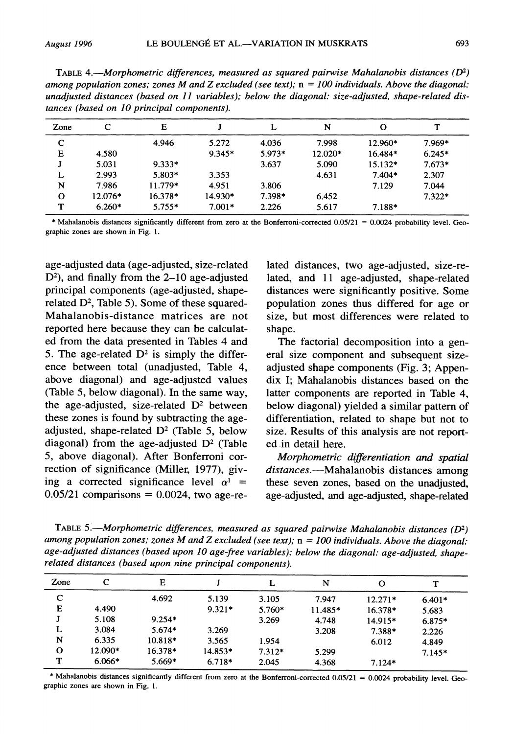TABLE 4.—*Morphometric differences, measured as squared pairwise Mahalanobis distances ($D^2$) among population zones; zones M and Z excluded (see text); n = 100 individuals. Above the diagonal: unadjusted distances (based on 11 variables); below the diagonal: size-adjusted, shape-related distances (based on 10 principal components).*

| Zone | C | E | J | L | N | O | T |
|---|---|---|---|---|---|---|---|
| C | | 4.946 | 5.272 | 4.036 | 7.998 | 12.960* | 7.969* |
| E | 4.580 | | 9.345* | 5.973* | 12.020* | 16.484* | 6.245* |
| J | 5.031 | 9.333* | | 3.637 | 5.090 | 15.132* | 7.673* |
| L | 2.993 | 5.803* | 3.353 | | 4.631 | 7.404* | 2.307 |
| N | 7.986 | 11.779* | 4.951 | 3.806 | | 7.129 | 7.044 |
| O | 12.076* | 16.378* | 14.930* | 7.398* | 6.452 | | 7.322* |
| T | 6.260* | 5.755* | 7.001* | 2.226 | 5.617 | 7.188* | |

\* Mahalanobis distances significantly different from zero at the Bonferroni-corrected 0.05/21 = 0.0024 probability level. Geographic zones are shown in Fig. 1.

age-adjusted data (age-adjusted, size-related $D^2$), and finally from the 2–10 age-adjusted principal components (age-adjusted, shape-related $D^2$, Table 5). Some of these squared-Mahalanobis-distance matrices are not reported here because they can be calculated from the data presented in Tables 4 and 5. The age-related $D^2$ is simply the difference between total (unadjusted, Table 4, above diagonal) and age-adjusted values (Table 5, below diagonal). In the same way, the age-adjusted, size-related $D^2$ between these zones is found by subtracting the age-adjusted, shape-related $D^2$ (Table 5, below diagonal) from the age-adjusted $D^2$ (Table 5, above diagonal). After Bonferroni correction of significance (Miller, 1977), giving a corrected significance level $\alpha^1$ = 0.05/21 comparisons = 0.0024, two age-related distances, two age-adjusted, size-related, and 11 age-adjusted, shape-related distances were significantly positive. Some population zones thus differed for age or size, but most differences were related to shape.

The factorial decomposition into a general size component and subsequent size-adjusted shape components (Fig. 3; Appendix I; Mahalanobis distances based on the latter components are reported in Table 4, below diagonal) yielded a similar pattern of differentiation, related to shape but not to size. Results of this analysis are not reported in detail here.

*Morphometric differentiation and spatial distances.*—Mahalanobis distances among these seven zones, based on the unadjusted, age-adjusted, and age-adjusted, shape-related

TABLE 5.—*Morphometric differences, measured as squared pairwise Mahalanobis distances ($D^2$) among population zones; zones M and Z excluded (see text); n = 100 individuals. Above the diagonal: age-adjusted distances (based upon 10 age-free variables); below the diagonal: age-adjusted, shape-related distances (based upon nine principal components).*

| Zone | C | E | J | L | N | O | T |
|---|---|---|---|---|---|---|---|
| C | | 4.692 | 5.139 | 3.105 | 7.947 | 12.271* | 6.401* |
| E | 4.490 | | 9.321* | 5.760* | 11.485* | 16.378* | 5.683 |
| J | 5.108 | 9.254* | | 3.269 | 4.748 | 14.915* | 6.875* |
| L | 3.084 | 5.674* | 3.269 | | 3.208 | 7.388* | 2.226 |
| N | 6.335 | 10.818* | 3.565 | 1.954 | | 6.012 | 4.849 |
| O | 12.090* | 16.378* | 14.853* | 7.312* | 5.299 | | 7.145* |
| T | 6.066* | 5.669* | 6.718* | 2.045 | 4.368 | 7.124* | |

\* Mahalanobis distances significantly different from zero at the Bonferroni-corrected 0.05/21 = 0.0024 probability level. Geographic zones are shown in Fig. 1.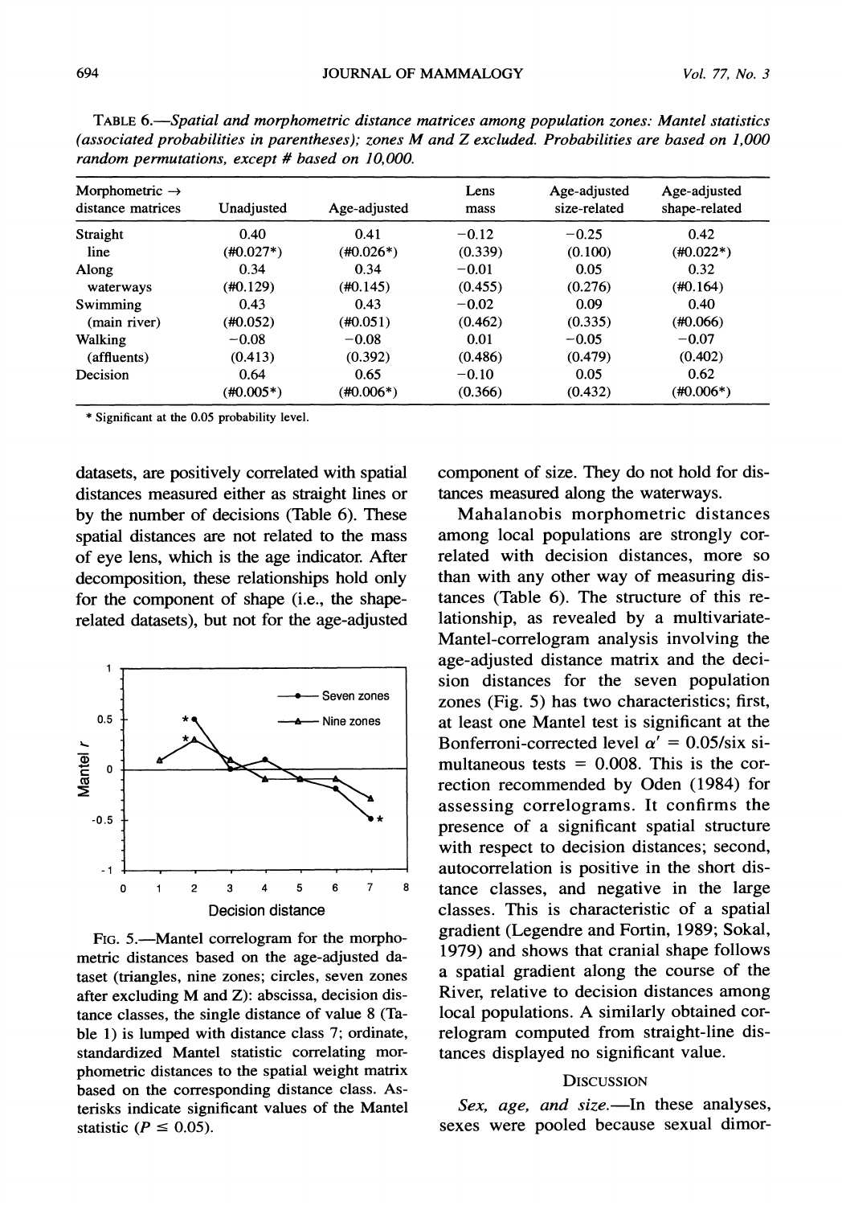TABLE 6.—*Spatial and morphometric distance matrices among population zones: Mantel statistics (associated probabilities in parentheses); zones M and Z excluded. Probabilities are based on 1,000 random permutations, except # based on 10,000.*

| Morphometric → distance matrices | Unadjusted | Age-adjusted | Lens mass | Age-adjusted size-related | Age-adjusted shape-related |
|---|---|---|---|---|---|
| Straight line | 0.40 (#0.027*) | 0.41 (#0.026*) | −0.12 (0.339) | −0.25 (0.100) | 0.42 (#0.022*) |
| Along waterways | 0.34 (#0.129) | 0.34 (#0.145) | −0.01 (0.455) | 0.05 (0.276) | 0.32 (#0.164) |
| Swimming (main river) | 0.43 (#0.052) | 0.43 (#0.051) | −0.02 (0.462) | 0.09 (0.335) | 0.40 (#0.066) |
| Walking (affluents) | −0.08 (0.413) | −0.08 (0.392) | 0.01 (0.486) | −0.05 (0.479) | −0.07 (0.402) |
| Decision | 0.64 (#0.005*) | 0.65 (#0.006*) | −0.10 (0.366) | 0.05 (0.432) | 0.62 (#0.006*) |

\* Significant at the 0.05 probability level.

datasets, are positively correlated with spatial distances measured either as straight lines or by the number of decisions (Table 6). These spatial distances are not related to the mass of eye lens, which is the age indicator. After decomposition, these relationships hold only for the component of shape (i.e., the shape-related datasets), but not for the age-adjusted component of size. They do not hold for distances measured along the waterways.

FIG. 5.—Mantel correlogram for the morphometric distances based on the age-adjusted dataset (triangles, nine zones; circles, seven zones after excluding M and Z): abscissa, decision distance classes, the single distance of value 8 (Table 1) is lumped with distance class 7; ordinate, standardized Mantel statistic correlating morphometric distances to the spatial weight matrix based on the corresponding distance class. Asterisks indicate significant values of the Mantel statistic ($P \leq 0.05$).

Mahalanobis morphometric distances among local populations are strongly correlated with decision distances, more so than with any other way of measuring distances (Table 6). The structure of this relationship, as revealed by a multivariate-Mantel-correlogram analysis involving the age-adjusted distance matrix and the decision distances for the seven population zones (Fig. 5) has two characteristics; first, at least one Mantel test is significant at the Bonferroni-corrected level $\alpha' = 0.05$/six simultaneous tests $= 0.008$. This is the correction recommended by Oden (1984) for assessing correlograms. It confirms the presence of a significant spatial structure with respect to decision distances; second, autocorrelation is positive in the short distance classes, and negative in the large classes. This is characteristic of a spatial gradient (Legendre and Fortin, 1989; Sokal, 1979) and shows that cranial shape follows a spatial gradient along the course of the River, relative to decision distances among local populations. A similarly obtained correlogram computed from straight-line distances displayed no significant value.

## DISCUSSION

*Sex, age, and size.*—In these analyses, sexes were pooled because sexual dimor-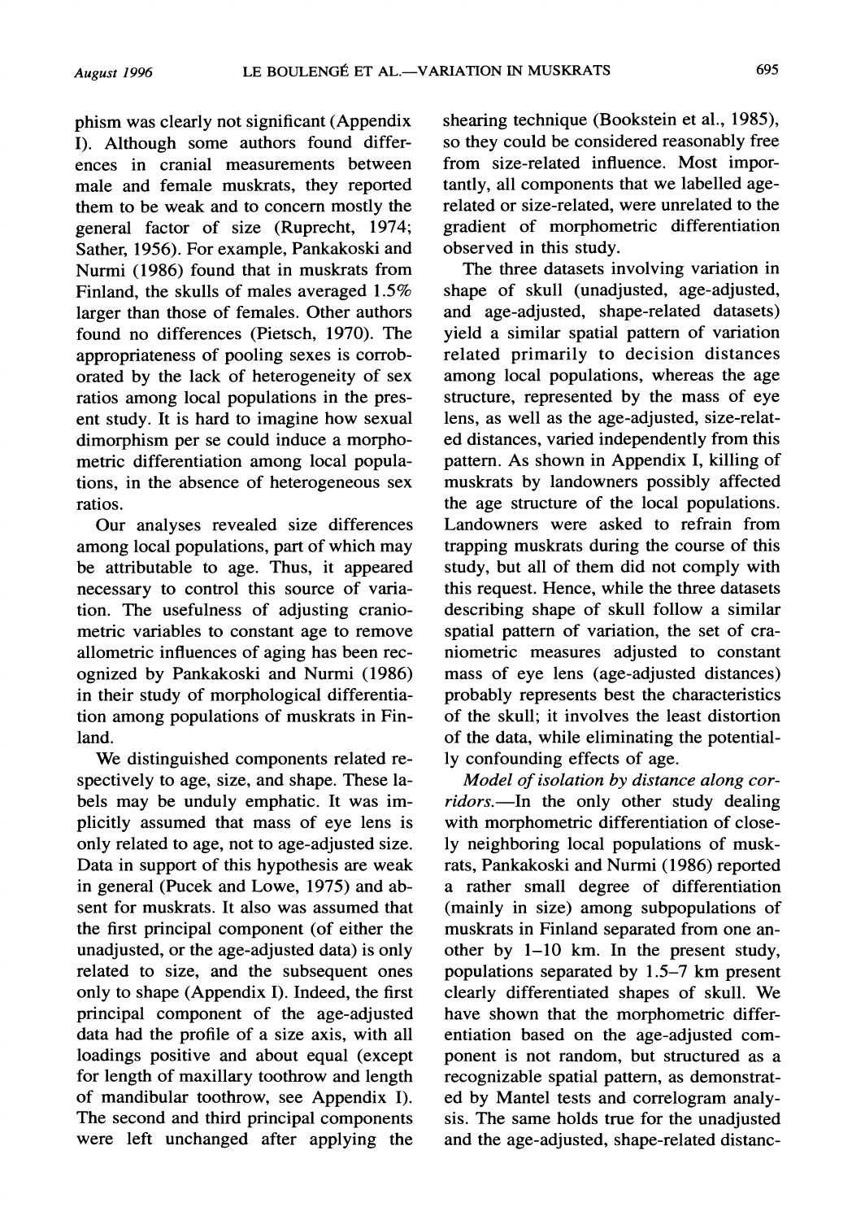phism was clearly not significant (Appendix I). Although some authors found differences in cranial measurements between male and female muskrats, they reported them to be weak and to concern mostly the general factor of size (Ruprecht, 1974; Sather, 1956). For example, Pankakoski and Nurmi (1986) found that in muskrats from Finland, the skulls of males averaged 1.5% larger than those of females. Other authors found no differences (Pietsch, 1970). The appropriateness of pooling sexes is corroborated by the lack of heterogeneity of sex ratios among local populations in the present study. It is hard to imagine how sexual dimorphism per se could induce a morphometric differentiation among local populations, in the absence of heterogeneous sex ratios.

Our analyses revealed size differences among local populations, part of which may be attributable to age. Thus, it appeared necessary to control this source of variation. The usefulness of adjusting craniometric variables to constant age to remove allometric influences of aging has been recognized by Pankakoski and Nurmi (1986) in their study of morphological differentiation among populations of muskrats in Finland.

We distinguished components related respectively to age, size, and shape. These labels may be unduly emphatic. It was implicitly assumed that mass of eye lens is only related to age, not to age-adjusted size. Data in support of this hypothesis are weak in general (Pucek and Lowe, 1975) and absent for muskrats. It also was assumed that the first principal component (of either the unadjusted, or the age-adjusted data) is only related to size, and the subsequent ones only to shape (Appendix I). Indeed, the first principal component of the age-adjusted data had the profile of a size axis, with all loadings positive and about equal (except for length of maxillary toothrow and length of mandibular toothrow, see Appendix I). The second and third principal components were left unchanged after applying the shearing technique (Bookstein et al., 1985), so they could be considered reasonably free from size-related influence. Most importantly, all components that we labelled age-related or size-related, were unrelated to the gradient of morphometric differentiation observed in this study.

The three datasets involving variation in shape of skull (unadjusted, age-adjusted, and age-adjusted, shape-related datasets) yield a similar spatial pattern of variation related primarily to decision distances among local populations, whereas the age structure, represented by the mass of eye lens, as well as the age-adjusted, size-related distances, varied independently from this pattern. As shown in Appendix I, killing of muskrats by landowners possibly affected the age structure of the local populations. Landowners were asked to refrain from trapping muskrats during the course of this study, but all of them did not comply with this request. Hence, while the three datasets describing shape of skull follow a similar spatial pattern of variation, the set of craniometric measures adjusted to constant mass of eye lens (age-adjusted distances) probably represents best the characteristics of the skull; it involves the least distortion of the data, while eliminating the potentially confounding effects of age.

*Model of isolation by distance along corridors*.—In the only other study dealing with morphometric differentiation of closely neighboring local populations of muskrats, Pankakoski and Nurmi (1986) reported a rather small degree of differentiation (mainly in size) among subpopulations of muskrats in Finland separated from one another by 1–10 km. In the present study, populations separated by 1.5–7 km present clearly differentiated shapes of skull. We have shown that the morphometric differentiation based on the age-adjusted component is not random, but structured as a recognizable spatial pattern, as demonstrated by Mantel tests and correlogram analysis. The same holds true for the unadjusted and the age-adjusted, shape-related distanc-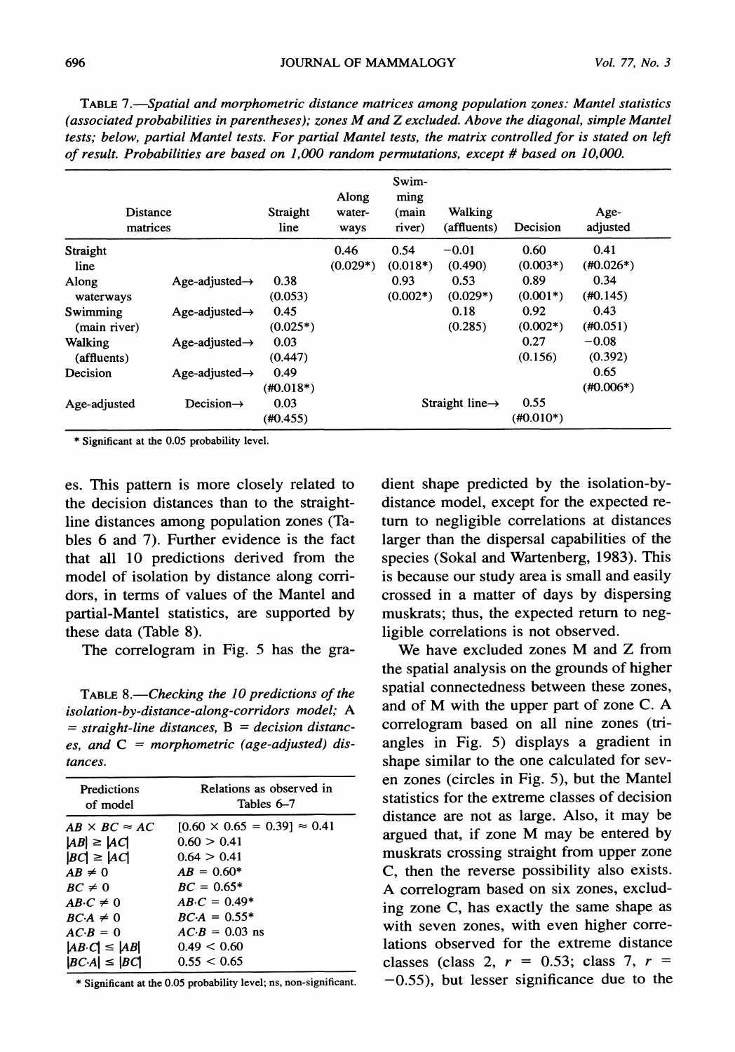TABLE 7.—*Spatial and morphometric distance matrices among population zones: Mantel statistics (associated probabilities in parentheses); zones M and Z excluded. Above the diagonal, simple Mantel tests; below, partial Mantel tests. For partial Mantel tests, the matrix controlled for is stated on left of result. Probabilities are based on 1,000 random permutations, except # based on 10,000.*

| Distance matrices | | Straight line | Along waterways | Swimming (main river) | Walking (affluents) | Decision | Age-adjusted |
|---|---|---|---|---|---|---|---|
| Straight line | | | 0.46 (0.029*) | 0.54 (0.018*) | −0.01 (0.490) | 0.60 (0.003*) | 0.41 (#0.026*) |
| Along waterways | Age-adjusted→ | 0.38 (0.053) | | 0.93 (0.002*) | 0.53 (0.029*) | 0.89 (0.001*) | 0.34 (#0.145) |
| Swimming (main river) | Age-adjusted→ | 0.45 (0.025*) | | | 0.18 (0.285) | 0.92 (0.002*) | 0.43 (#0.051) |
| Walking (affluents) | Age-adjusted→ | 0.03 (0.447) | | | | 0.27 (0.156) | −0.08 (0.392) |
| Decision | Age-adjusted→ | 0.49 (#0.018*) | | | | | 0.65 (#0.006*) |
| Age-adjusted | Decision→ | 0.03 (#0.455) | | | Straight line→ | 0.55 (#0.010*) | |

\* Significant at the 0.05 probability level.

es. This pattern is more closely related to the decision distances than to the straight-line distances among population zones (Tables 6 and 7). Further evidence is the fact that all 10 predictions derived from the model of isolation by distance along corridors, in terms of values of the Mantel and partial-Mantel statistics, are supported by these data (Table 8).

The correlogram in Fig. 5 has the gradient shape predicted by the isolation-by-distance model, except for the expected return to negligible correlations at distances larger than the dispersal capabilities of the species (Sokal and Wartenberg, 1983). This is because our study area is small and easily crossed in a matter of days by dispersing muskrats; thus, the expected return to negligible correlations is not observed.

TABLE 8.—*Checking the 10 predictions of the isolation-by-distance-along-corridors model; A = straight-line distances, B = decision distances, and C = morphometric (age-adjusted) distances.*

| Predictions of model | Relations as observed in Tables 6–7 |
|---|---|
| $AB \times BC \approx AC$ | $[0.60 \times 0.65 = 0.39] \approx 0.41$ |
| $\lvert AB\rvert \geq \lvert AC\rvert$ | $0.60 > 0.41$ |
| $\lvert BC\rvert \geq \lvert AC\rvert$ | $0.64 > 0.41$ |
| $AB \neq 0$ | $AB = 0.60$* |
| $BC \neq 0$ | $BC = 0.65$* |
| $AB{\cdot}C \neq 0$ | $AB{\cdot}C = 0.49$* |
| $BC{\cdot}A \neq 0$ | $BC{\cdot}A = 0.55$* |
| $AC{\cdot}B = 0$ | $AC{\cdot}B = 0.03$ ns |
| $\lvert AB{\cdot}C\rvert \leq \lvert AB\rvert$ | $0.49 < 0.60$ |
| $\lvert BC{\cdot}A\rvert \leq \lvert BC\rvert$ | $0.55 < 0.65$ |

\* Significant at the 0.05 probability level; ns, non-significant.

We have excluded zones M and Z from the spatial analysis on the grounds of higher spatial connectedness between these zones, and of M with the upper part of zone C. A correlogram based on all nine zones (triangles in Fig. 5) displays a gradient in shape similar to the one calculated for seven zones (circles in Fig. 5), but the Mantel statistics for the extreme classes of decision distance are not as large. Also, it may be argued that, if zone M may be entered by muskrats crossing straight from upper zone C, then the reverse possibility also exists. A correlogram based on six zones, excluding zone C, has exactly the same shape as with seven zones, with even higher correlations observed for the extreme distance classes (class 2, $r = 0.53$; class 7, $r = -0.55$), but lesser significance due to the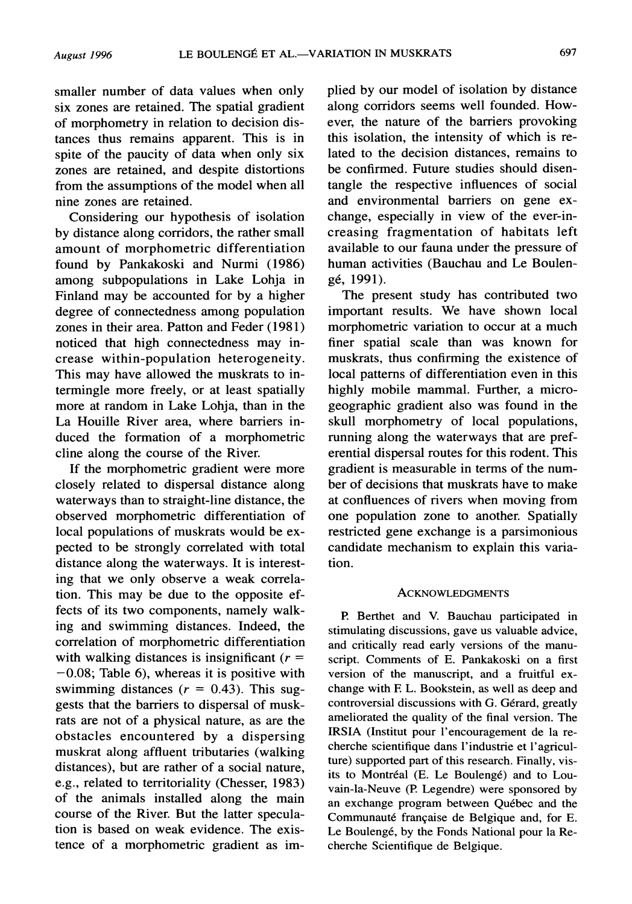smaller number of data values when only six zones are retained. The spatial gradient of morphometry in relation to decision distances thus remains apparent. This is in spite of the paucity of data when only six zones are retained, and despite distortions from the assumptions of the model when all nine zones are retained.

Considering our hypothesis of isolation by distance along corridors, the rather small amount of morphometric differentiation found by Pankakoski and Nurmi (1986) among subpopulations in Lake Lohja in Finland may be accounted for by a higher degree of connectedness among population zones in their area. Patton and Feder (1981) noticed that high connectedness may increase within-population heterogeneity. This may have allowed the muskrats to intermingle more freely, or at least spatially more at random in Lake Lohja, than in the La Houille River area, where barriers induced the formation of a morphometric cline along the course of the River.

If the morphometric gradient were more closely related to dispersal distance along waterways than to straight-line distance, the observed morphometric differentiation of local populations of muskrats would be expected to be strongly correlated with total distance along the waterways. It is interesting that we only observe a weak correlation. This may be due to the opposite effects of its two components, namely walking and swimming distances. Indeed, the correlation of morphometric differentiation with walking distances is insignificant ($r = -0.08$; Table 6), whereas it is positive with swimming distances ($r = 0.43$). This suggests that the barriers to dispersal of muskrats are not of a physical nature, as are the obstacles encountered by a dispersing muskrat along affluent tributaries (walking distances), but are rather of a social nature, e.g., related to territoriality (Chesser, 1983) of the animals installed along the main course of the River. But the latter speculation is based on weak evidence. The existence of a morphometric gradient as implied by our model of isolation by distance along corridors seems well founded. However, the nature of the barriers provoking this isolation, the intensity of which is related to the decision distances, remains to be confirmed. Future studies should disentangle the respective influences of social and environmental barriers on gene exchange, especially in view of the ever-increasing fragmentation of habitats left available to our fauna under the pressure of human activities (Bauchau and Le Boulengé, 1991).

The present study has contributed two important results. We have shown local morphometric variation to occur at a much finer spatial scale than was known for muskrats, thus confirming the existence of local patterns of differentiation even in this highly mobile mammal. Further, a microgeographic gradient also was found in the skull morphometry of local populations, running along the waterways that are preferential dispersal routes for this rodent. This gradient is measurable in terms of the number of decisions that muskrats have to make at confluences of rivers when moving from one population zone to another. Spatially restricted gene exchange is a parsimonious candidate mechanism to explain this variation.

## Acknowledgments

P. Berthet and V. Bauchau participated in stimulating discussions, gave us valuable advice, and critically read early versions of the manuscript. Comments of E. Pankakoski on a first version of the manuscript, and a fruitful exchange with F. L. Bookstein, as well as deep and controversial discussions with G. Gérard, greatly ameliorated the quality of the final version. The IRSIA (Institut pour l'encouragement de la recherche scientifique dans l'industrie et l'agriculture) supported part of this research. Finally, visits to Montréal (E. Le Boulengé) and to Louvain-la-Neuve (P. Legendre) were sponsored by an exchange program between Québec and the Communauté française de Belgique and, for E. Le Boulengé, by the Fonds National pour la Recherche Scientifique de Belgique.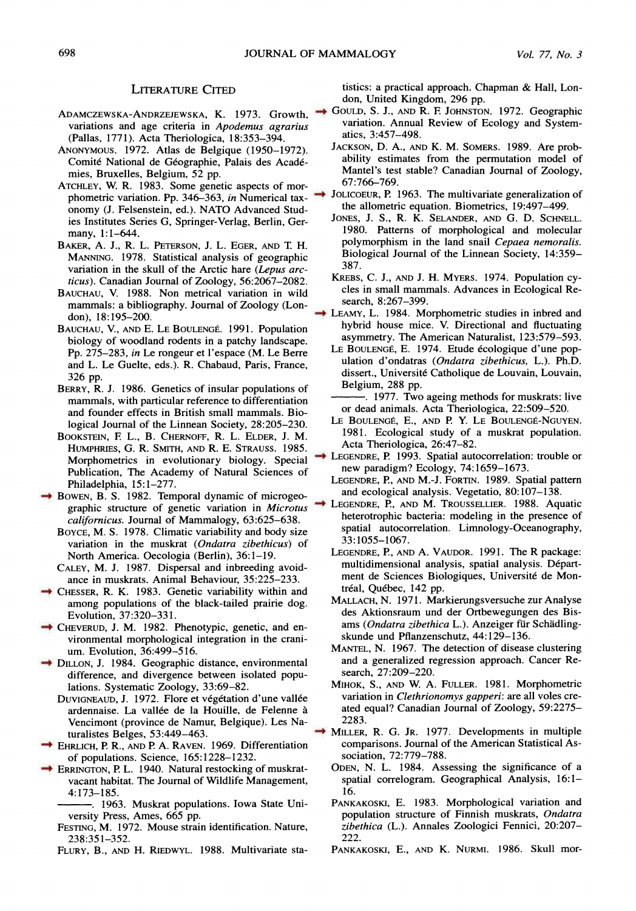## Literature Cited

Adamczewska-Andrzejewska, K. 1973. Growth, variations and age criteria in *Apodemus agrarius* (Pallas, 1771). Acta Theriologica, 18:353–394.

Anonymous. 1972. Atlas de Belgique (1950–1972). Comité National de Géographie, Palais des Académies, Bruxelles, Belgium, 52 pp.

Atchley, W. R. 1983. Some genetic aspects of morphometric variation. Pp. 346–363, *in* Numerical taxonomy (J. Felsenstein, ed.). NATO Advanced Studies Institutes Series G, Springer-Verlag, Berlin, Germany, 1:1–644.

Baker, A. J., R. L. Peterson, J. L. Eger, and T. H. Manning. 1978. Statistical analysis of geographic variation in the skull of the Arctic hare (*Lepus arcticus*). Canadian Journal of Zoology, 56:2067–2082.

Bauchau, V. 1988. Non metrical variation in wild mammals: a bibliography. Journal of Zoology (London), 18:195–200.

Bauchau, V., and E. Le Boulengé. 1991. Population biology of woodland rodents in a patchy landscape. Pp. 275–283, *in* Le rongeur et l'espace (M. Le Berre and L. Le Guelte, eds.). R. Chabaud, Paris, France, 326 pp.

Berry, R. J. 1986. Genetics of insular populations of mammals, with particular reference to differentiation and founder effects in British small mammals. Biological Journal of the Linnean Society, 28:205–230.

Bookstein, F. L., B. Chernoff, R. L. Elder, J. M. Humphries, G. R. Smith, and R. E. Strauss. 1985. Morphometrics in evolutionary biology. Special Publication, The Academy of Natural Sciences of Philadelphia, 15:1–277.

Bowen, B. S. 1982. Temporal dynamic of microgeographic structure of genetic variation in *Microtus californicus*. Journal of Mammalogy, 63:625–638.

Boyce, M. S. 1978. Climatic variability and body size variation in the muskrat (*Ondatra zibethicus*) of North America. Oecologia (Berlin), 36:1–19.

Caley, M. J. 1987. Dispersal and inbreeding avoidance in muskrats. Animal Behaviour, 35:225–233.

Chesser, R. K. 1983. Genetic variability within and among populations of the black-tailed prairie dog. Evolution, 37:320–331.

Cheverud, J. M. 1982. Phenotypic, genetic, and environmental morphological integration in the cranium. Evolution, 36:499–516.

Dillon, J. 1984. Geographic distance, environmental difference, and divergence between isolated populations. Systematic Zoology, 33:69–82.

Duvigneaud, J. 1972. Flore et végétation d'une vallée ardennaise. La vallée de la Houille, de Felenne à Vencimont (province de Namur, Belgique). Les Naturalistes Belges, 53:449–463.

Ehrlich, P. R., and P. A. Raven. 1969. Differentiation of populations. Science, 165:1228–1232.

Errington, P. L. 1940. Natural restocking of muskrat-vacant habitat. The Journal of Wildlife Management, 4:173–185.

———. 1963. Muskrat populations. Iowa State University Press, Ames, 665 pp.

Festing, M. 1972. Mouse strain identification. Nature, 238:351–352.

Flury, B., and H. Riedwyl. 1988. Multivariate statistics: a practical approach. Chapman & Hall, London, United Kingdom, 296 pp.

Gould, S. J., and R. F. Johnston. 1972. Geographic variation. Annual Review of Ecology and Systematics, 3:457–498.

Jackson, D. A., and K. M. Somers. 1989. Are probability estimates from the permutation model of Mantel's test stable? Canadian Journal of Zoology, 67:766–769.

Jolicoeur, P. 1963. The multivariate generalization of the allometric equation. Biometrics, 19:497–499.

Jones, J. S., R. K. Selander, and G. D. Schnell. 1980. Patterns of morphological and molecular polymorphism in the land snail *Cepaea nemoralis*. Biological Journal of the Linnean Society, 14:359–387.

Krebs, C. J., and J. H. Myers. 1974. Population cycles in small mammals. Advances in Ecological Research, 8:267–399.

Leamy, L. 1984. Morphometric studies in inbred and hybrid house mice. V. Directional and fluctuating asymmetry. The American Naturalist, 123:579–593.

Le Boulengé, E. 1974. Etude écologique d'une population d'ondatras (*Ondatra zibethicus*, L.). Ph.D. dissert., Université Catholique de Louvain, Louvain, Belgium, 288 pp.

———. 1977. Two ageing methods for muskrats: live or dead animals. Acta Theriologica, 22:509–520.

Le Boulengé, E., and P. Y. Le Boulengé-Nguyen. 1981. Ecological study of a muskrat population. Acta Theriologica, 26:47–82.

Legendre, P. 1993. Spatial autocorrelation: trouble or new paradigm? Ecology, 74:1659–1673.

Legendre, P., and M.-J. Fortin. 1989. Spatial pattern and ecological analysis. Vegetatio, 80:107–138.

Legendre, P., and M. Troussellier. 1988. Aquatic heterotrophic bacteria: modeling in the presence of spatial autocorrelation. Limnology-Oceanography, 33:1055–1067.

Legendre, P., and A. Vaudor. 1991. The R package: multidimensional analysis, spatial analysis. Département de Sciences Biologiques, Université de Montréal, Québec, 142 pp.

Mallach, N. 1971. Markierungsversuche zur Analyse des Aktionsraum und der Ortbewegungen des Bisams (*Ondatra zibethica* L.). Anzeiger für Schädlingskunde und Pflanzenschutz, 44:129–136.

Mantel, N. 1967. The detection of disease clustering and a generalized regression approach. Cancer Research, 27:209–220.

Mihok, S., and W. A. Fuller. 1981. Morphometric variation in *Clethrionomys gapperi*: are all voles created equal? Canadian Journal of Zoology, 59:2275–2283.

Miller, R. G. Jr. 1977. Developments in multiple comparisons. Journal of the American Statistical Association, 72:779–788.

Oden, N. L. 1984. Assessing the significance of a spatial correlogram. Geographical Analysis, 16:1–16.

Pankakoski, E. 1983. Morphological variation and population structure of Finnish muskrats, *Ondatra zibethica* (L.). Annales Zoologici Fennici, 20:207–222.

Pankakoski, E., and K. Nurmi. 1986. Skull mor-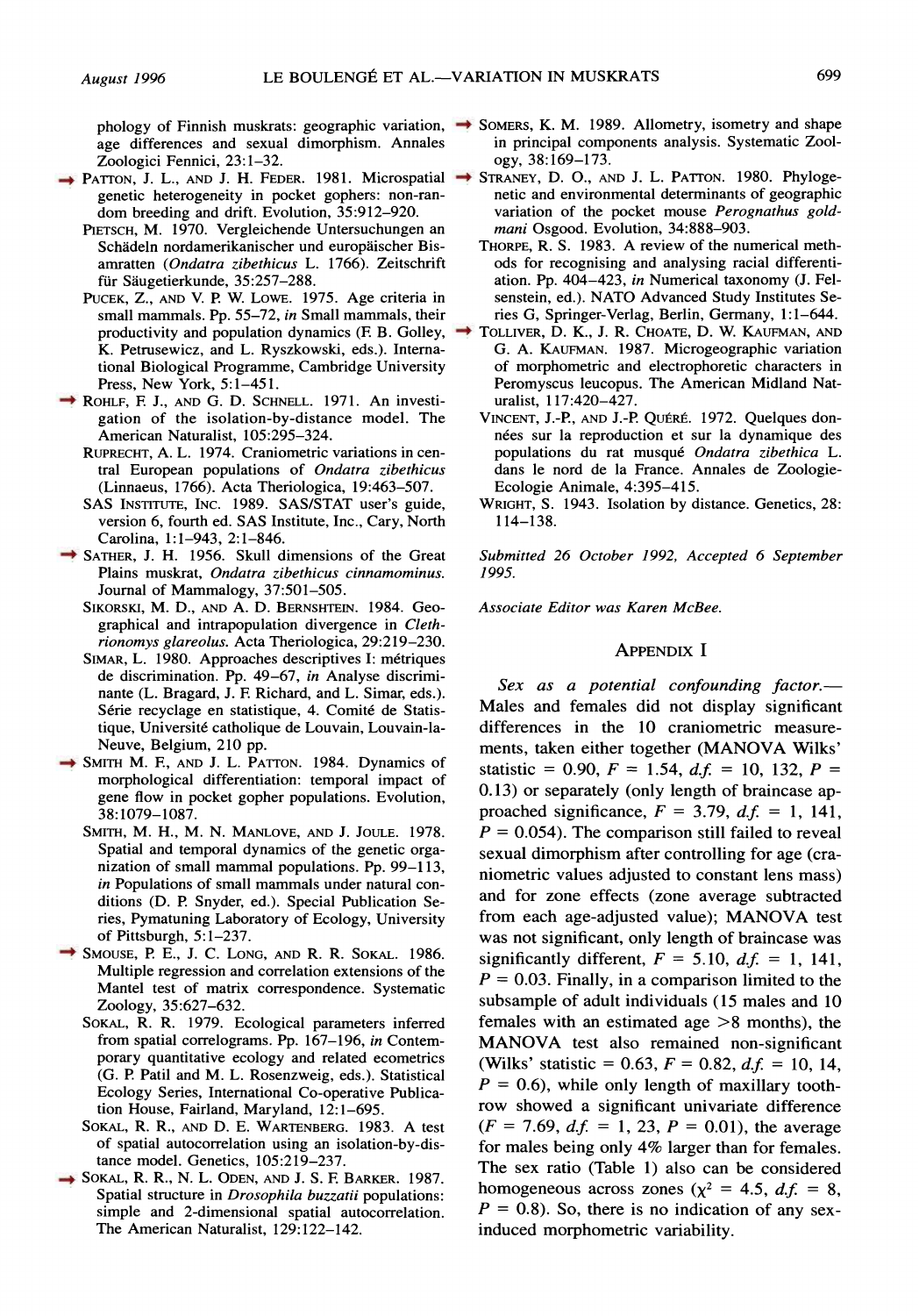phology of Finnish muskrats: geographic variation, age differences and sexual dimorphism. Annales Zoologici Fennici, 23:1–32.

PATTON, J. L., AND J. H. FEDER. 1981. Microspatial genetic heterogeneity in pocket gophers: non-random breeding and drift. Evolution, 35:912–920.

PIETSCH, M. 1970. Vergleichende Untersuchungen an Schädeln nordamerikanischer und europäischer Bisamratten (*Ondatra zibethicus* L. 1766). Zeitschrift für Säugetierkunde, 35:257–288.

PUCEK, Z., AND V. P. W. LOWE. 1975. Age criteria in small mammals. Pp. 55–72, *in* Small mammals, their productivity and population dynamics (F. B. Golley, K. Petrusewicz, and L. Ryszkowski, eds.). International Biological Programme, Cambridge University Press, New York, 5:1–451.

ROHLF, F. J., AND G. D. SCHNELL. 1971. An investigation of the isolation-by-distance model. The American Naturalist, 105:295–324.

RUPRECHT, A. L. 1974. Craniometric variations in central European populations of *Ondatra zibethicus* (Linnaeus, 1766). Acta Theriologica, 19:463–507.

SAS INSTITUTE, INC. 1989. SAS/STAT user's guide, version 6, fourth ed. SAS Institute, Inc., Cary, North Carolina, 1:1–943, 2:1–846.

SATHER, J. H. 1956. Skull dimensions of the Great Plains muskrat, *Ondatra zibethicus cinnamominus*. Journal of Mammalogy, 37:501–505.

SIKORSKI, M. D., AND A. D. BERNSHTEIN. 1984. Geographical and intrapopulation divergence in *Clethrionomys glareolus*. Acta Theriologica, 29:219–230.

SIMAR, L. 1980. Approaches descriptives I: métriques de discrimination. Pp. 49–67, *in* Analyse discriminante (L. Bragard, J. F. Richard, and L. Simar, eds.). Série recyclage en statistique, 4. Comité de Statistique, Université catholique de Louvain, Louvain-la-Neuve, Belgium, 210 pp.

SMITH M. F., AND J. L. PATTON. 1984. Dynamics of morphological differentiation: temporal impact of gene flow in pocket gopher populations. Evolution, 38:1079–1087.

SMITH, M. H., M. N. MANLOVE, AND J. JOULE. 1978. Spatial and temporal dynamics of the genetic organization of small mammal populations. Pp. 99–113, *in* Populations of small mammals under natural conditions (D. P. Snyder, ed.). Special Publication Series, Pymatuning Laboratory of Ecology, University of Pittsburgh, 5:1–237.

SMOUSE, P. E., J. C. LONG, AND R. R. SOKAL. 1986. Multiple regression and correlation extensions of the Mantel test of matrix correspondence. Systematic Zoology, 35:627–632.

SOKAL, R. R. 1979. Ecological parameters inferred from spatial correlograms. Pp. 167–196, *in* Contemporary quantitative ecology and related ecometrics (G. P. Patil and M. L. Rosenzweig, eds.). Statistical Ecology Series, International Co-operative Publication House, Fairland, Maryland, 12:1–695.

SOKAL, R. R., AND D. E. WARTENBERG. 1983. A test of spatial autocorrelation using an isolation-by-distance model. Genetics, 105:219–237.

SOKAL, R. R., N. L. ODEN, AND J. S. F. BARKER. 1987. Spatial structure in *Drosophila buzzatii* populations: simple and 2-dimensional spatial autocorrelation. The American Naturalist, 129:122–142.

SOMERS, K. M. 1989. Allometry, isometry and shape in principal components analysis. Systematic Zoology, 38:169–173.

STRANEY, D. O., AND J. L. PATTON. 1980. Phylogenetic and environmental determinants of geographic variation of the pocket mouse *Perognathus goldmani* Osgood. Evolution, 34:888–903.

THORPE, R. S. 1983. A review of the numerical methods for recognising and analysing racial differentiation. Pp. 404–423, *in* Numerical taxonomy (J. Felsenstein, ed.). NATO Advanced Study Institutes Series G, Springer-Verlag, Berlin, Germany, 1:1–644.

TOLLIVER, D. K., J. R. CHOATE, D. W. KAUFMAN, AND G. A. KAUFMAN. 1987. Microgeographic variation of morphometric and electrophoretic characters in Peromyscus leucopus. The American Midland Naturalist, 117:420–427.

VINCENT, J.-P., AND J.-P. QUÉRÉ. 1972. Quelques données sur la reproduction et sur la dynamique des populations du rat musqué *Ondatra zibethica* L. dans le nord de la France. Annales de Zoologie-Ecologie Animale, 4:395–415.

WRIGHT, S. 1943. Isolation by distance. Genetics, 28: 114–138.

*Submitted 26 October 1992, Accepted 6 September 1995.*

*Associate Editor was Karen McBee.*

## APPENDIX I

*Sex as a potential confounding factor.*— Males and females did not display significant differences in the 10 craniometric measurements, taken either together (MANOVA Wilks' statistic = 0.90, $F = 1.54$, $d.f. = 10, 132$, $P = 0.13$) or separately (only length of braincase approached significance, $F = 3.79$, $d.f. = 1, 141$, $P = 0.054$). The comparison still failed to reveal sexual dimorphism after controlling for age (craniometric values adjusted to constant lens mass) and for zone effects (zone average subtracted from each age-adjusted value); MANOVA test was not significant, only length of braincase was significantly different, $F = 5.10$, $d.f. = 1, 141$, $P = 0.03$. Finally, in a comparison limited to the subsample of adult individuals (15 males and 10 females with an estimated age >8 months), the MANOVA test also remained non-significant (Wilks' statistic = 0.63, $F = 0.82$, $d.f. = 10, 14$, $P = 0.6$), while only length of maxillary toothrow showed a significant univariate difference ($F = 7.69$, $d.f. = 1, 23$, $P = 0.01$), the average for males being only 4% larger than for females. The sex ratio (Table 1) also can be considered homogeneous across zones ($\chi^2 = 4.5$, $d.f. = 8$, $P = 0.8$). So, there is no indication of any sex-induced morphometric variability.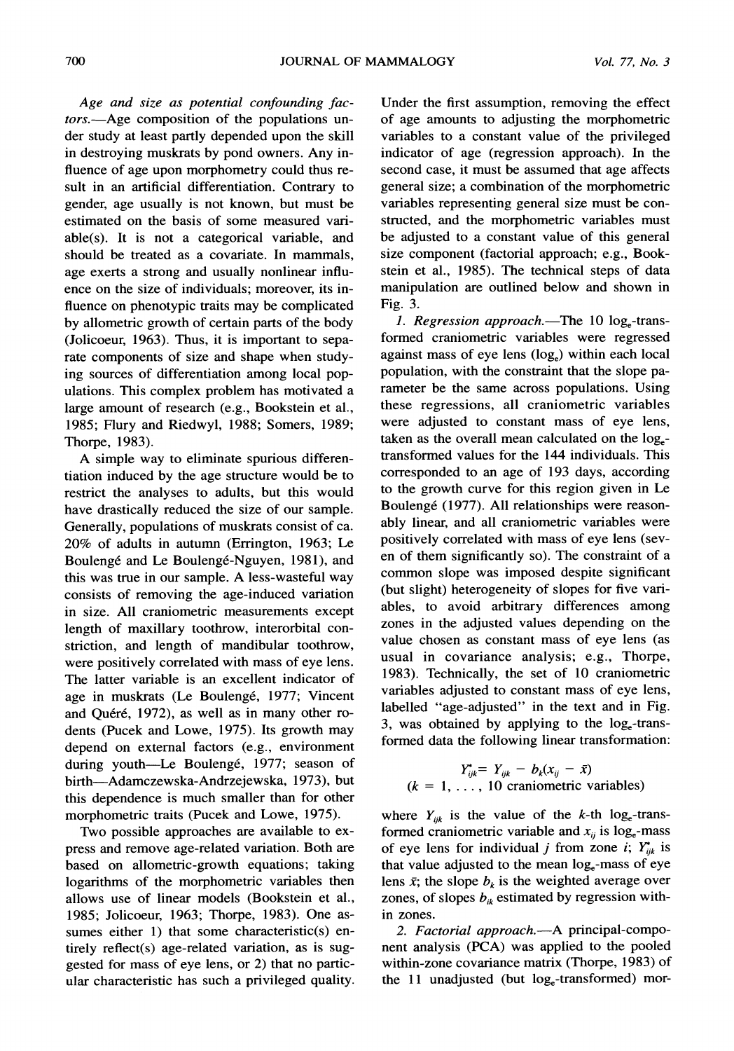*Age and size as potential confounding factors*.—Age composition of the populations under study at least partly depended upon the skill in destroying muskrats by pond owners. Any influence of age upon morphometry could thus result in an artificial differentiation. Contrary to gender, age usually is not known, but must be estimated on the basis of some measured variable(s). It is not a categorical variable, and should be treated as a covariate. In mammals, age exerts a strong and usually nonlinear influence on the size of individuals; moreover, its influence on phenotypic traits may be complicated by allometric growth of certain parts of the body (Jolicoeur, 1963). Thus, it is important to separate components of size and shape when studying sources of differentiation among local populations. This complex problem has motivated a large amount of research (e.g., Bookstein et al., 1985; Flury and Riedwyl, 1988; Somers, 1989; Thorpe, 1983).

A simple way to eliminate spurious differentiation induced by the age structure would be to restrict the analyses to adults, but this would have drastically reduced the size of our sample. Generally, populations of muskrats consist of ca. 20% of adults in autumn (Errington, 1963; Le Boulengé and Le Boulengé-Nguyen, 1981), and this was true in our sample. A less-wasteful way consists of removing the age-induced variation in size. All craniometric measurements except length of maxillary toothrow, interorbital constriction, and length of mandibular toothrow, were positively correlated with mass of eye lens. The latter variable is an excellent indicator of age in muskrats (Le Boulengé, 1977; Vincent and Quéré, 1972), as well as in many other rodents (Pucek and Lowe, 1975). Its growth may depend on external factors (e.g., environment during youth—Le Boulengé, 1977; season of birth—Adamczewska-Andrzejewska, 1973), but this dependence is much smaller than for other morphometric traits (Pucek and Lowe, 1975).

Two possible approaches are available to express and remove age-related variation. Both are based on allometric-growth equations; taking logarithms of the morphometric variables then allows use of linear models (Bookstein et al., 1985; Jolicoeur, 1963; Thorpe, 1983). One assumes either 1) that some characteristic(s) entirely reflect(s) age-related variation, as is suggested for mass of eye lens, or 2) that no particular characteristic has such a privileged quality. Under the first assumption, removing the effect of age amounts to adjusting the morphometric variables to a constant value of the privileged indicator of age (regression approach). In the second case, it must be assumed that age affects general size; a combination of the morphometric variables representing general size must be constructed, and the morphometric variables must be adjusted to a constant value of this general size component (factorial approach; e.g., Bookstein et al., 1985). The technical steps of data manipulation are outlined below and shown in Fig. 3.

1. *Regression approach*.—The 10 $\log_e$-transformed craniometric variables were regressed against mass of eye lens ($\log_e$) within each local population, with the constraint that the slope parameter be the same across populations. Using these regressions, all craniometric variables were adjusted to constant mass of eye lens, taken as the overall mean calculated on the $\log_e$-transformed values for the 144 individuals. This corresponded to an age of 193 days, according to the growth curve for this region given in Le Boulengé (1977). All relationships were reasonably linear, and all craniometric variables were positively correlated with mass of eye lens (seven of them significantly so). The constraint of a common slope was imposed despite significant (but slight) heterogeneity of slopes for five variables, to avoid arbitrary differences among zones in the adjusted values depending on the value chosen as constant mass of eye lens (as usual in covariance analysis; e.g., Thorpe, 1983). Technically, the set of 10 craniometric variables adjusted to constant mass of eye lens, labelled "age-adjusted" in the text and in Fig. 3, was obtained by applying to the $\log_e$-transformed data the following linear transformation:

$$Y^*_{ijk} = Y_{ijk} - b_k(x_{ij} - \bar{x})$$
$$(k = 1, \ldots, 10 \text{ craniometric variables})$$

where $Y_{ijk}$ is the value of the $k$-th $\log_e$-transformed craniometric variable and $x_{ij}$ is $\log_e$-mass of eye lens for individual $j$ from zone $i$; $Y^*_{ijk}$ is that value adjusted to the mean $\log_e$-mass of eye lens $\bar{x}$; the slope $b_k$ is the weighted average over zones, of slopes $b_{ik}$ estimated by regression within zones.

2. *Factorial approach*.—A principal-component analysis (PCA) was applied to the pooled within-zone covariance matrix (Thorpe, 1983) of the 11 unadjusted (but $\log_e$-transformed) mor-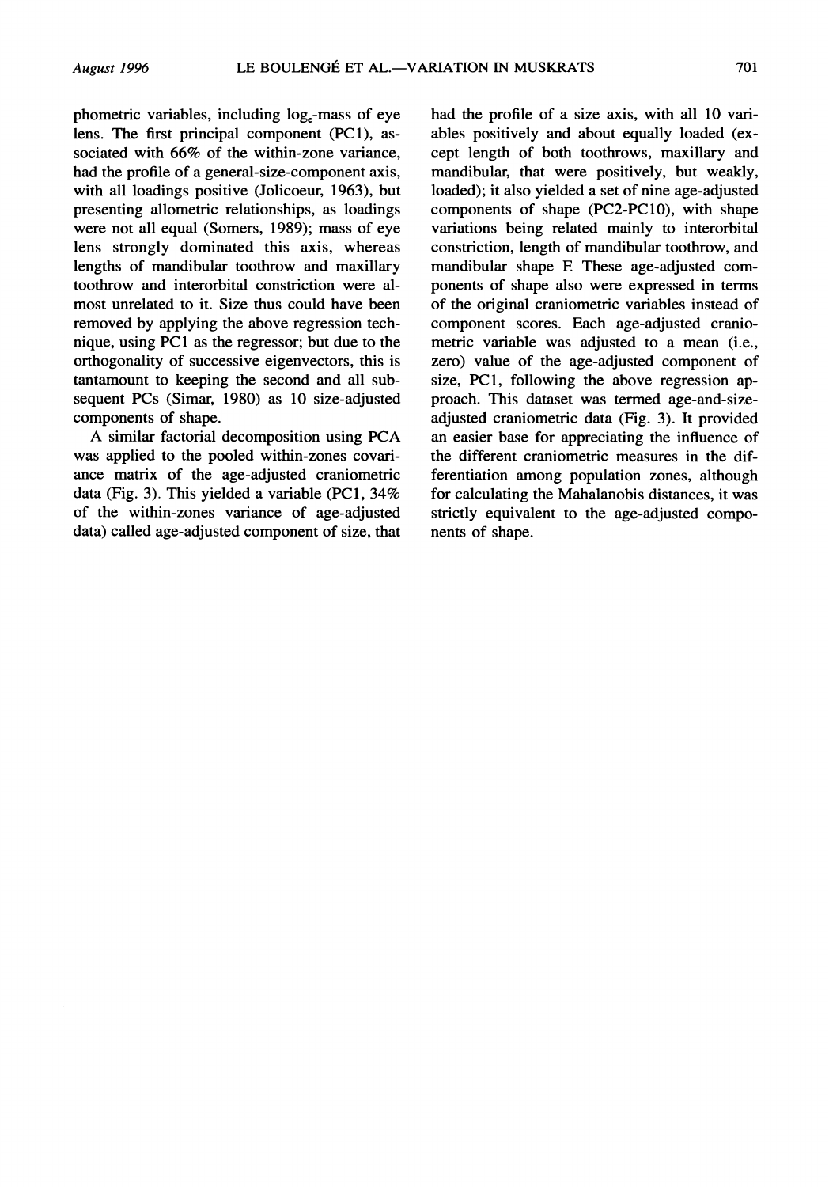phometric variables, including $\log_e$-mass of eye lens. The first principal component (PC1), associated with 66% of the within-zone variance, had the profile of a general-size-component axis, with all loadings positive (Jolicoeur, 1963), but presenting allometric relationships, as loadings were not all equal (Somers, 1989); mass of eye lens strongly dominated this axis, whereas lengths of mandibular toothrow and maxillary toothrow and interorbital constriction were almost unrelated to it. Size thus could have been removed by applying the above regression technique, using PC1 as the regressor; but due to the orthogonality of successive eigenvectors, this is tantamount to keeping the second and all subsequent PCs (Simar, 1980) as 10 size-adjusted components of shape.

A similar factorial decomposition using PCA was applied to the pooled within-zones covariance matrix of the age-adjusted craniometric data (Fig. 3). This yielded a variable (PC1, 34% of the within-zones variance of age-adjusted data) called age-adjusted component of size, that had the profile of a size axis, with all 10 variables positively and about equally loaded (except length of both toothrows, maxillary and mandibular, that were positively, but weakly, loaded); it also yielded a set of nine age-adjusted components of shape (PC2-PC10), with shape variations being related mainly to interorbital constriction, length of mandibular toothrow, and mandibular shape F. These age-adjusted components of shape also were expressed in terms of the original craniometric variables instead of component scores. Each age-adjusted craniometric variable was adjusted to a mean (i.e., zero) value of the age-adjusted component of size, PC1, following the above regression approach. This dataset was termed age-and-size-adjusted craniometric data (Fig. 3). It provided an easier base for appreciating the influence of the different craniometric measures in the differentiation among population zones, although for calculating the Mahalanobis distances, it was strictly equivalent to the age-adjusted components of shape.